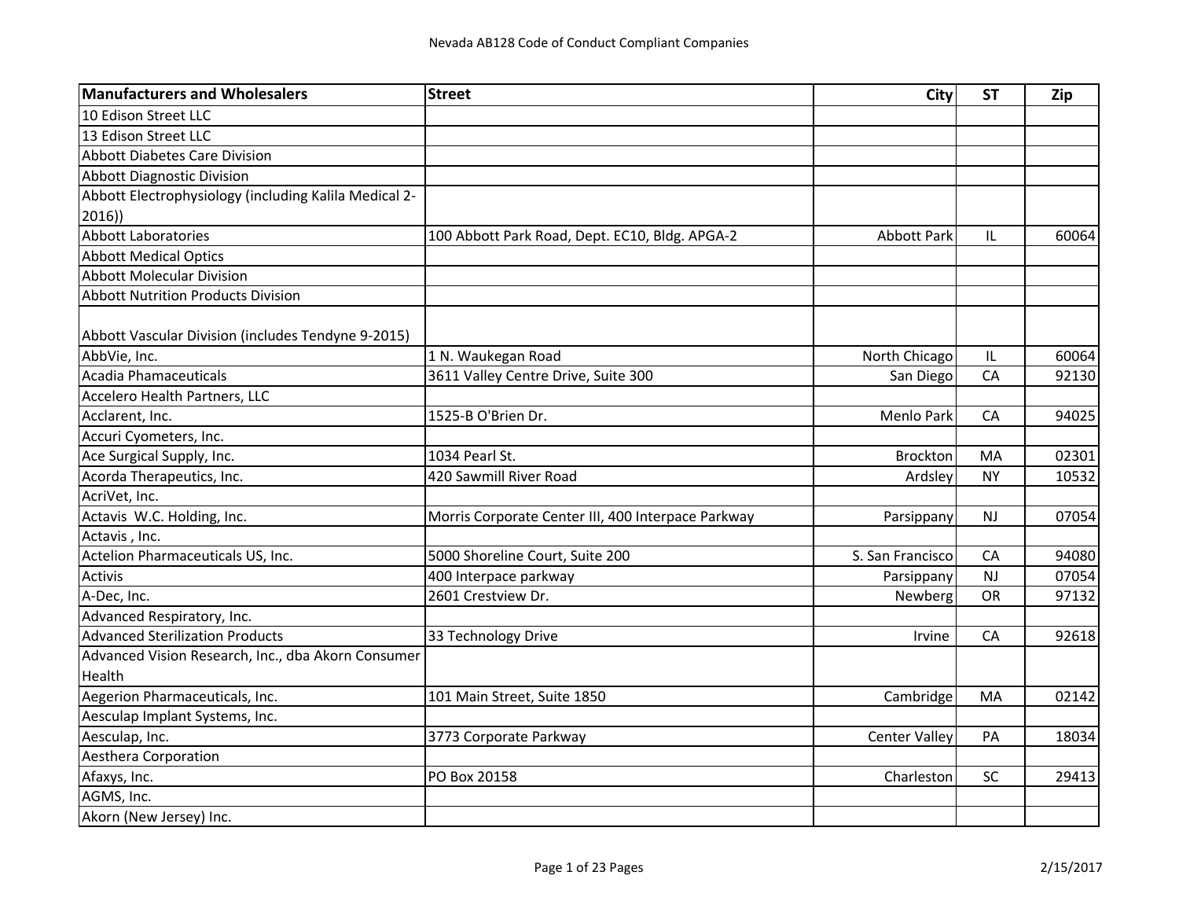# Nevada AB128 Code of Conduct Compliant Companies

| Manufacturers and Wholesalers | Street | City | ST | Zip |
|---|---|---|---|---|
| 10 Edison Street LLC | | | | |
| 13 Edison Street LLC | | | | |
| Abbott Diabetes Care Division | | | | |
| Abbott Diagnostic Division | | | | |
| Abbott Electrophysiology (including Kalila Medical 2-2016)) | | | | |
| Abbott Laboratories | 100 Abbott Park Road, Dept. EC10, Bldg. APGA-2 | Abbott Park | IL | 60064 |
| Abbott Medical Optics | | | | |
| Abbott Molecular Division | | | | |
| Abbott Nutrition Products Division | | | | |
| Abbott Vascular Division (includes Tendyne 9-2015) | | | | |
| AbbVie, Inc. | 1 N. Waukegan Road | North Chicago | IL | 60064 |
| Acadia Phamaceuticals | 3611 Valley Centre Drive, Suite 300 | San Diego | CA | 92130 |
| Accelero Health Partners, LLC | | | | |
| Acclarent, Inc. | 1525-B O'Brien Dr. | Menlo Park | CA | 94025 |
| Accuri Cyometers, Inc. | | | | |
| Ace Surgical Supply, Inc. | 1034 Pearl St. | Brockton | MA | 02301 |
| Acorda Therapeutics, Inc. | 420 Sawmill River Road | Ardsley | NY | 10532 |
| AcriVet, Inc. | | | | |
| Actavis W.C. Holding, Inc. | Morris Corporate Center III, 400 Interpace Parkway | Parsippany | NJ | 07054 |
| Actavis , Inc. | | | | |
| Actelion Pharmaceuticals US, Inc. | 5000 Shoreline Court, Suite 200 | S. San Francisco | CA | 94080 |
| Activis | 400 Interpace parkway | Parsippany | NJ | 07054 |
| A-Dec, Inc. | 2601 Crestview Dr. | Newberg | OR | 97132 |
| Advanced Respiratory, Inc. | | | | |
| Advanced Sterilization Products | 33 Technology Drive | Irvine | CA | 92618 |
| Advanced Vision Research, Inc., dba Akorn Consumer Health | | | | |
| Aegerion Pharmaceuticals, Inc. | 101 Main Street, Suite 1850 | Cambridge | MA | 02142 |
| Aesculap Implant Systems, Inc. | | | | |
| Aesculap, Inc. | 3773 Corporate Parkway | Center Valley | PA | 18034 |
| Aesthera Corporation | | | | |
| Afaxys, Inc. | PO Box 20158 | Charleston | SC | 29413 |
| AGMS, Inc. | | | | |
| Akorn (New Jersey) Inc. | | | | |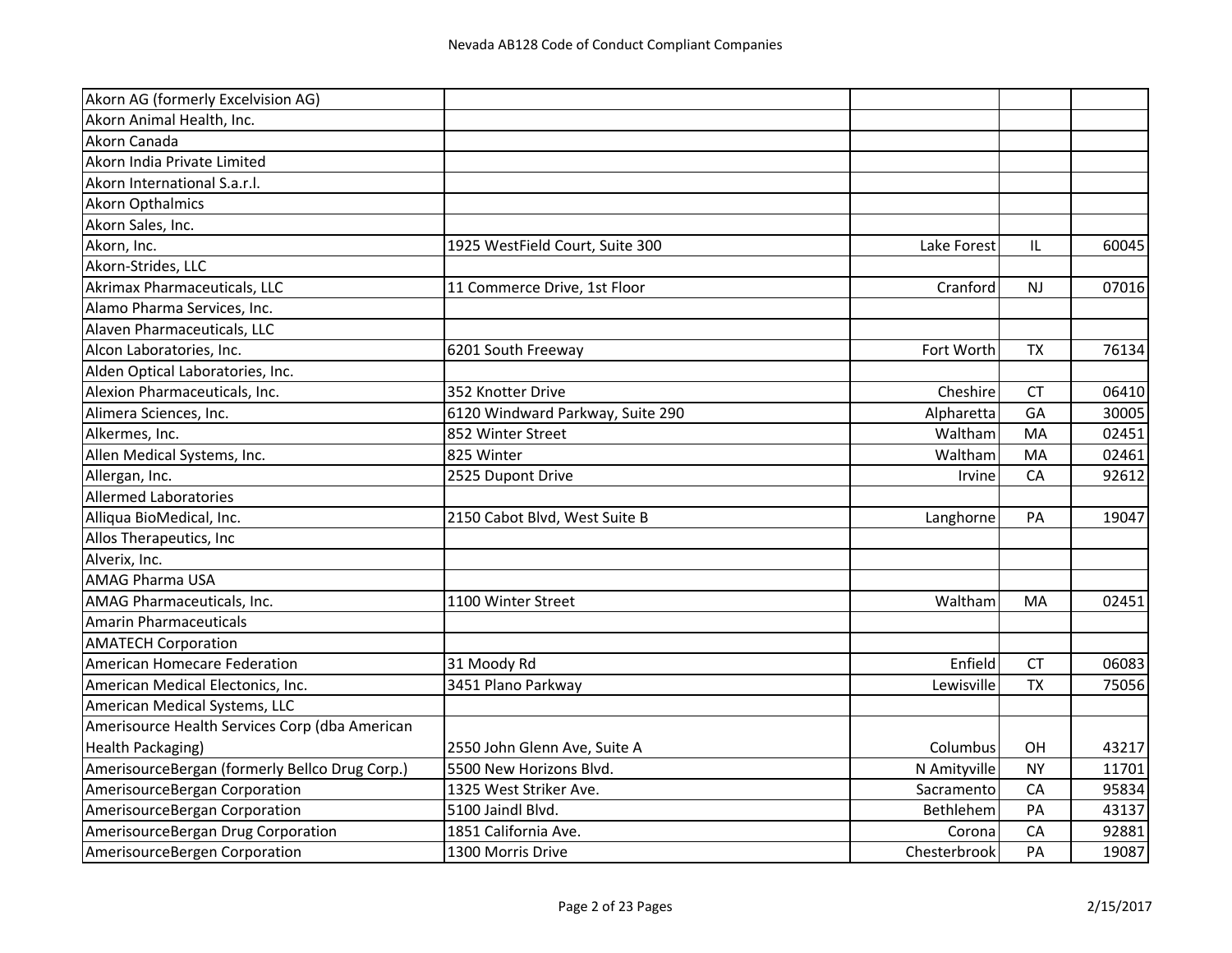# Nevada AB128 Code of Conduct Compliant Companies

| | | | | |
|---|---|---|---|---|
| Akorn AG (formerly Excelvision AG) | | | | |
| Akorn Animal Health, Inc. | | | | |
| Akorn Canada | | | | |
| Akorn India Private Limited | | | | |
| Akorn International S.a.r.l. | | | | |
| Akorn Opthalmics | | | | |
| Akorn Sales, Inc. | | | | |
| Akorn, Inc. | 1925 WestField Court, Suite 300 | Lake Forest | IL | 60045 |
| Akorn-Strides, LLC | | | | |
| Akrimax Pharmaceuticals, LLC | 11 Commerce Drive, 1st Floor | Cranford | NJ | 07016 |
| Alamo Pharma Services, Inc. | | | | |
| Alaven Pharmaceuticals, LLC | | | | |
| Alcon Laboratories, Inc. | 6201 South Freeway | Fort Worth | TX | 76134 |
| Alden Optical Laboratories, Inc. | | | | |
| Alexion Pharmaceuticals, Inc. | 352 Knotter Drive | Cheshire | CT | 06410 |
| Alimera Sciences, Inc. | 6120 Windward Parkway, Suite 290 | Alpharetta | GA | 30005 |
| Alkermes, Inc. | 852 Winter Street | Waltham | MA | 02451 |
| Allen Medical Systems, Inc. | 825 Winter | Waltham | MA | 02461 |
| Allergan, Inc. | 2525 Dupont Drive | Irvine | CA | 92612 |
| Allermed Laboratories | | | | |
| Alliqua BioMedical, Inc. | 2150 Cabot Blvd, West Suite B | Langhorne | PA | 19047 |
| Allos Therapeutics, Inc | | | | |
| Alverix, Inc. | | | | |
| AMAG Pharma USA | | | | |
| AMAG Pharmaceuticals, Inc. | 1100 Winter Street | Waltham | MA | 02451 |
| Amarin Pharmaceuticals | | | | |
| AMATECH Corporation | | | | |
| American Homecare Federation | 31 Moody Rd | Enfield | CT | 06083 |
| American Medical Electonics, Inc. | 3451 Plano Parkway | Lewisville | TX | 75056 |
| American Medical Systems, LLC | | | | |
| Amerisource Health Services Corp (dba American Health Packaging) | 2550 John Glenn Ave, Suite A | Columbus | OH | 43217 |
| AmerisourceBergan (formerly Bellco Drug Corp.) | 5500 New Horizons Blvd. | N Amityville | NY | 11701 |
| AmerisourceBergan Corporation | 1325 West Striker Ave. | Sacramento | CA | 95834 |
| AmerisourceBergan Corporation | 5100 Jaindl Blvd. | Bethlehem | PA | 43137 |
| AmerisourceBergan Drug Corporation | 1851 California Ave. | Corona | CA | 92881 |
| AmerisourceBergen Corporation | 1300 Morris Drive | Chesterbrook | PA | 19087 |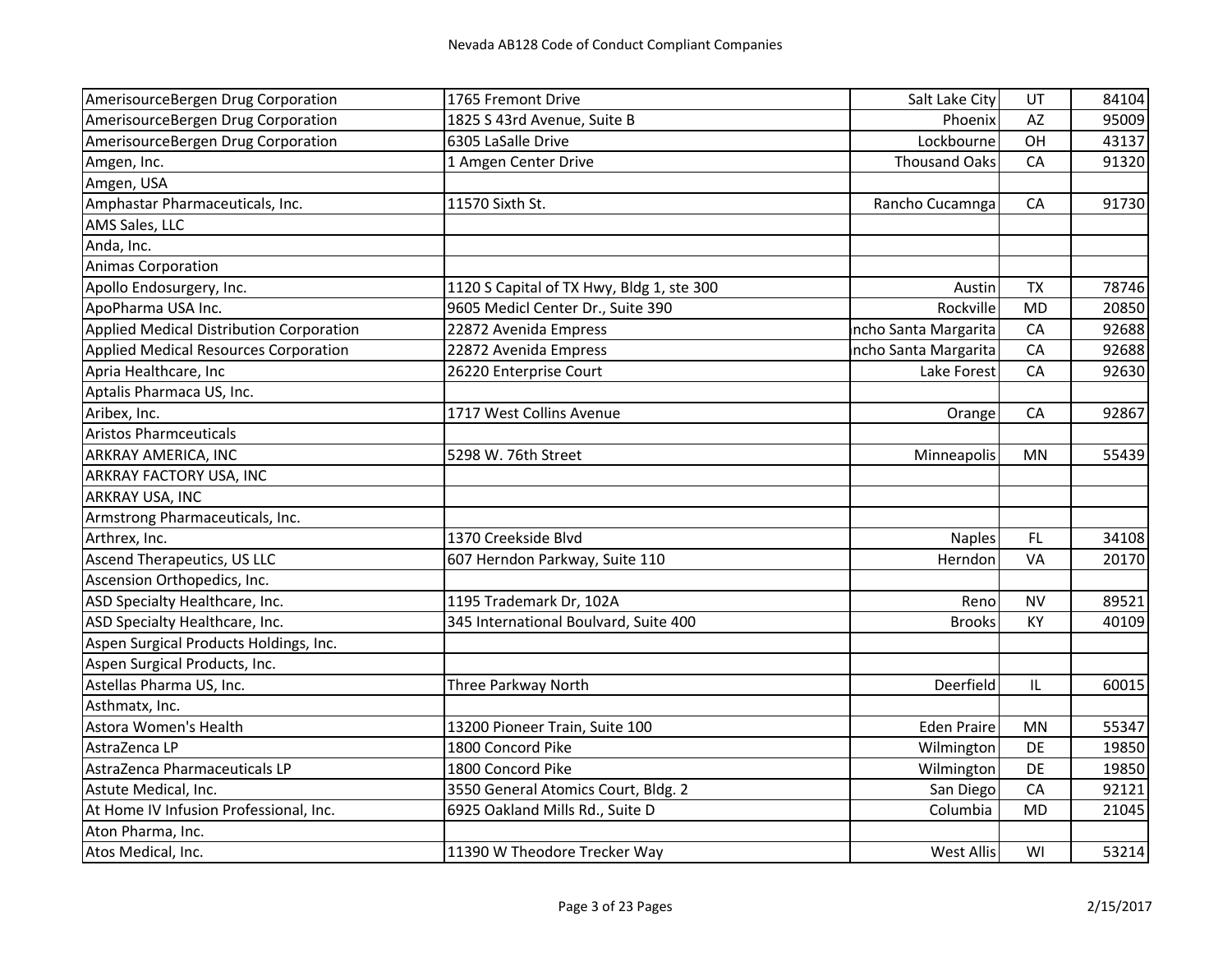# Nevada AB128 Code of Conduct Compliant Companies

| | | | | |
|---|---|---|---|---|
| AmerisourceBergen Drug Corporation | 1765 Fremont Drive | Salt Lake City | UT | 84104 |
| AmerisourceBergen Drug Corporation | 1825 S 43rd Avenue, Suite B | Phoenix | AZ | 95009 |
| AmerisourceBergen Drug Corporation | 6305 LaSalle Drive | Lockbourne | OH | 43137 |
| Amgen, Inc. | 1 Amgen Center Drive | Thousand Oaks | CA | 91320 |
| Amgen, USA | | | | |
| Amphastar Pharmaceuticals, Inc. | 11570 Sixth St. | Rancho Cucamnga | CA | 91730 |
| AMS Sales, LLC | | | | |
| Anda, Inc. | | | | |
| Animas Corporation | | | | |
| Apollo Endosurgery, Inc. | 1120 S Capital of TX Hwy, Bldg 1, ste 300 | Austin | TX | 78746 |
| ApoPharma USA Inc. | 9605 Medicl Center Dr., Suite 390 | Rockville | MD | 20850 |
| Applied Medical Distribution Corporation | 22872 Avenida Empress | ncho Santa Margarita | CA | 92688 |
| Applied Medical Resources Corporation | 22872 Avenida Empress | ncho Santa Margarita | CA | 92688 |
| Apria Healthcare, Inc | 26220 Enterprise Court | Lake Forest | CA | 92630 |
| Aptalis Pharmaca US, Inc. | | | | |
| Aribex, Inc. | 1717 West Collins Avenue | Orange | CA | 92867 |
| Aristos Pharmceuticals | | | | |
| ARKRAY AMERICA, INC | 5298 W. 76th Street | Minneapolis | MN | 55439 |
| ARKRAY FACTORY USA, INC | | | | |
| ARKRAY USA, INC | | | | |
| Armstrong Pharmaceuticals, Inc. | | | | |
| Arthrex, Inc. | 1370 Creekside Blvd | Naples | FL | 34108 |
| Ascend Therapeutics, US LLC | 607 Herndon Parkway, Suite 110 | Herndon | VA | 20170 |
| Ascension Orthopedics, Inc. | | | | |
| ASD Specialty Healthcare, Inc. | 1195 Trademark Dr, 102A | Reno | NV | 89521 |
| ASD Specialty Healthcare, Inc. | 345 International Boulvard, Suite 400 | Brooks | KY | 40109 |
| Aspen Surgical Products Holdings, Inc. | | | | |
| Aspen Surgical Products, Inc. | | | | |
| Astellas Pharma US, Inc. | Three Parkway North | Deerfield | IL | 60015 |
| Asthmatx, Inc. | | | | |
| Astora Women's Health | 13200 Pioneer Train, Suite 100 | Eden Praire | MN | 55347 |
| AstraZenca LP | 1800 Concord Pike | Wilmington | DE | 19850 |
| AstraZenca Pharmaceuticals LP | 1800 Concord Pike | Wilmington | DE | 19850 |
| Astute Medical, Inc. | 3550 General Atomics Court, Bldg. 2 | San Diego | CA | 92121 |
| At Home IV Infusion Professional, Inc. | 6925 Oakland Mills Rd., Suite D | Columbia | MD | 21045 |
| Aton Pharma, Inc. | | | | |
| Atos Medical, Inc. | 11390 W Theodore Trecker Way | West Allis | WI | 53214 |

2/15/2017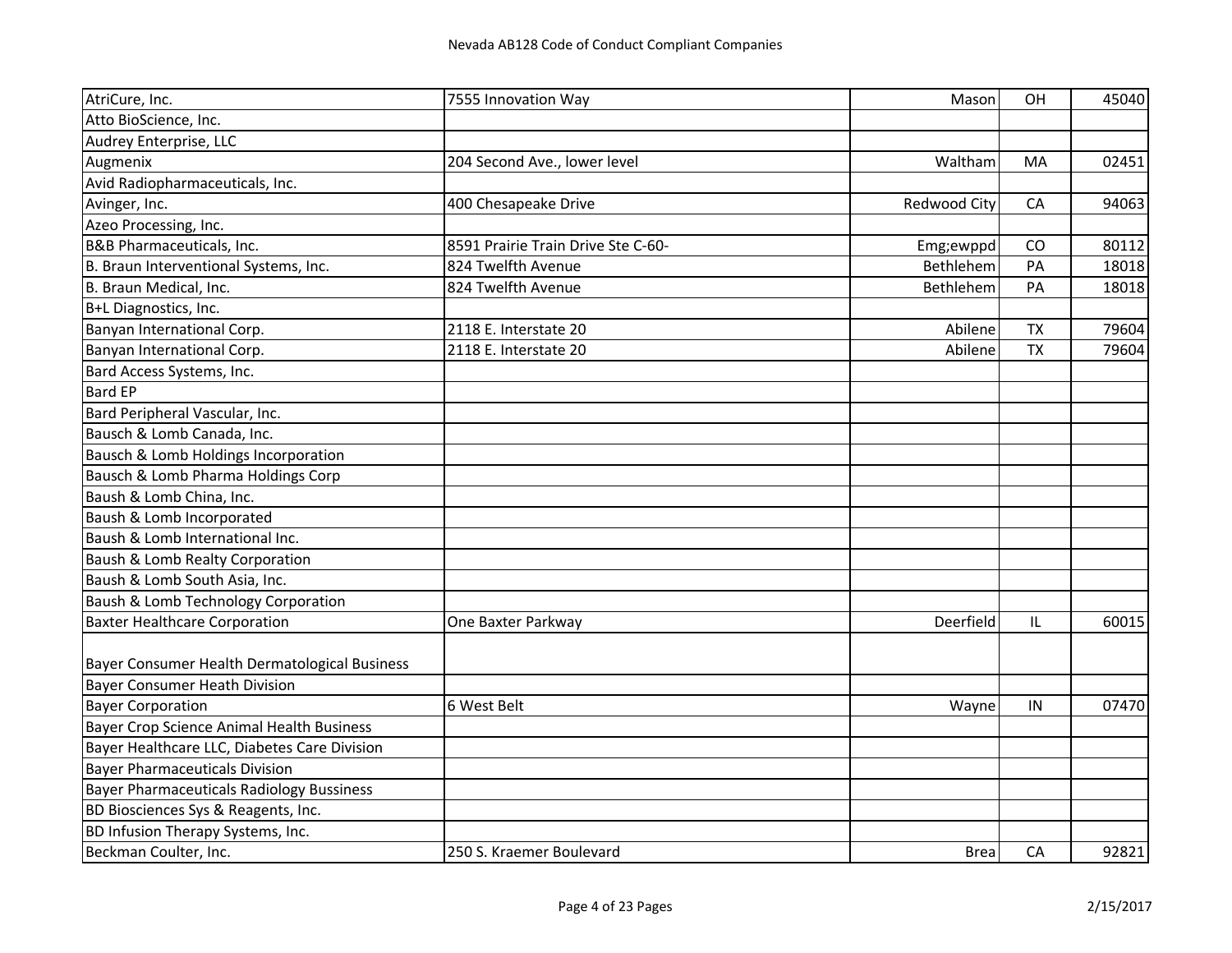| Company | Address | City | State | Zip |
|---|---|---|---|---|
| AtriCure, Inc. | 7555 Innovation Way | Mason | OH | 45040 |
| Atto BioScience, Inc. | | | | |
| Audrey Enterprise, LLC | | | | |
| Augmenix | 204 Second Ave., lower level | Waltham | MA | 02451 |
| Avid Radiopharmaceuticals, Inc. | | | | |
| Avinger, Inc. | 400 Chesapeake Drive | Redwood City | CA | 94063 |
| Azeo Processing, Inc. | | | | |
| B&B Pharmaceuticals, Inc. | 8591 Prairie Train Drive Ste C-60- | Emg;ewppd | CO | 80112 |
| B. Braun Interventional Systems, Inc. | 824 Twelfth Avenue | Bethlehem | PA | 18018 |
| B. Braun Medical, Inc. | 824 Twelfth Avenue | Bethlehem | PA | 18018 |
| B+L Diagnostics, Inc. | | | | |
| Banyan International Corp. | 2118 E. Interstate 20 | Abilene | TX | 79604 |
| Banyan International Corp. | 2118 E. Interstate 20 | Abilene | TX | 79604 |
| Bard Access Systems, Inc. | | | | |
| Bard EP | | | | |
| Bard Peripheral Vascular, Inc. | | | | |
| Bausch & Lomb Canada, Inc. | | | | |
| Bausch & Lomb Holdings Incorporation | | | | |
| Bausch & Lomb Pharma Holdings Corp | | | | |
| Baush & Lomb China, Inc. | | | | |
| Baush & Lomb Incorporated | | | | |
| Baush & Lomb International Inc. | | | | |
| Baush & Lomb Realty Corporation | | | | |
| Baush & Lomb South Asia, Inc. | | | | |
| Baush & Lomb Technology Corporation | | | | |
| Baxter Healthcare Corporation | One Baxter Parkway | Deerfield | IL | 60015 |
| Bayer Consumer Health Dermatological Business | | | | |
| Bayer Consumer Heath Division | | | | |
| Bayer Corporation | 6 West Belt | Wayne | IN | 07470 |
| Bayer Crop Science Animal Health Business | | | | |
| Bayer Healthcare LLC, Diabetes Care Division | | | | |
| Bayer Pharmaceuticals Division | | | | |
| Bayer Pharmaceuticals Radiology Bussiness | | | | |
| BD Biosciences Sys & Reagents, Inc. | | | | |
| BD Infusion Therapy Systems, Inc. | | | | |
| Beckman Coulter, Inc. | 250 S. Kraemer Boulevard | Brea | CA | 92821 |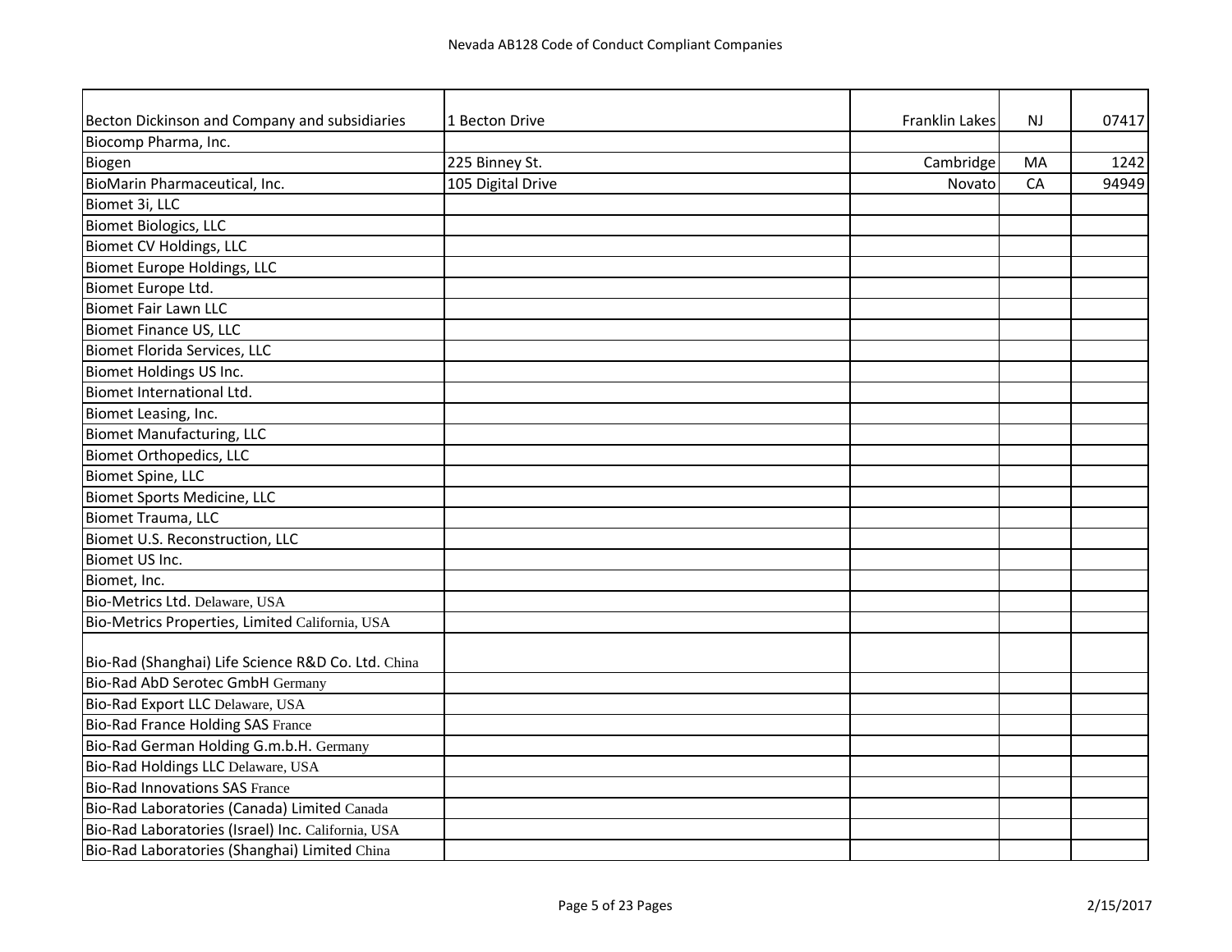| Company | Address | City | State | Zip |
| --- | --- | --- | --- | --- |
| Becton Dickinson and Company and subsidiaries | 1 Becton Drive | Franklin Lakes | NJ | 07417 |
| Biocomp Pharma, Inc. | | | | |
| Biogen | 225 Binney St. | Cambridge | MA | 1242 |
| BioMarin Pharmaceutical, Inc. | 105 Digital Drive | Novato | CA | 94949 |
| Biomet 3i, LLC | | | | |
| Biomet Biologics, LLC | | | | |
| Biomet CV Holdings, LLC | | | | |
| Biomet Europe Holdings, LLC | | | | |
| Biomet Europe Ltd. | | | | |
| Biomet Fair Lawn LLC | | | | |
| Biomet Finance US, LLC | | | | |
| Biomet Florida Services, LLC | | | | |
| Biomet Holdings US Inc. | | | | |
| Biomet International Ltd. | | | | |
| Biomet Leasing, Inc. | | | | |
| Biomet Manufacturing, LLC | | | | |
| Biomet Orthopedics, LLC | | | | |
| Biomet Spine, LLC | | | | |
| Biomet Sports Medicine, LLC | | | | |
| Biomet Trauma, LLC | | | | |
| Biomet U.S. Reconstruction, LLC | | | | |
| Biomet US Inc. | | | | |
| Biomet, Inc. | | | | |
| Bio-Metrics Ltd. Delaware, USA | | | | |
| Bio-Metrics Properties, Limited California, USA | | | | |
| Bio-Rad (Shanghai) Life Science R&D Co. Ltd. China | | | | |
| Bio-Rad AbD Serotec GmbH Germany | | | | |
| Bio-Rad Export LLC Delaware, USA | | | | |
| Bio-Rad France Holding SAS France | | | | |
| Bio-Rad German Holding G.m.b.H. Germany | | | | |
| Bio-Rad Holdings LLC Delaware, USA | | | | |
| Bio-Rad Innovations SAS France | | | | |
| Bio-Rad Laboratories (Canada) Limited Canada | | | | |
| Bio-Rad Laboratories (Israel) Inc. California, USA | | | | |
| Bio-Rad Laboratories (Shanghai) Limited China | | | | |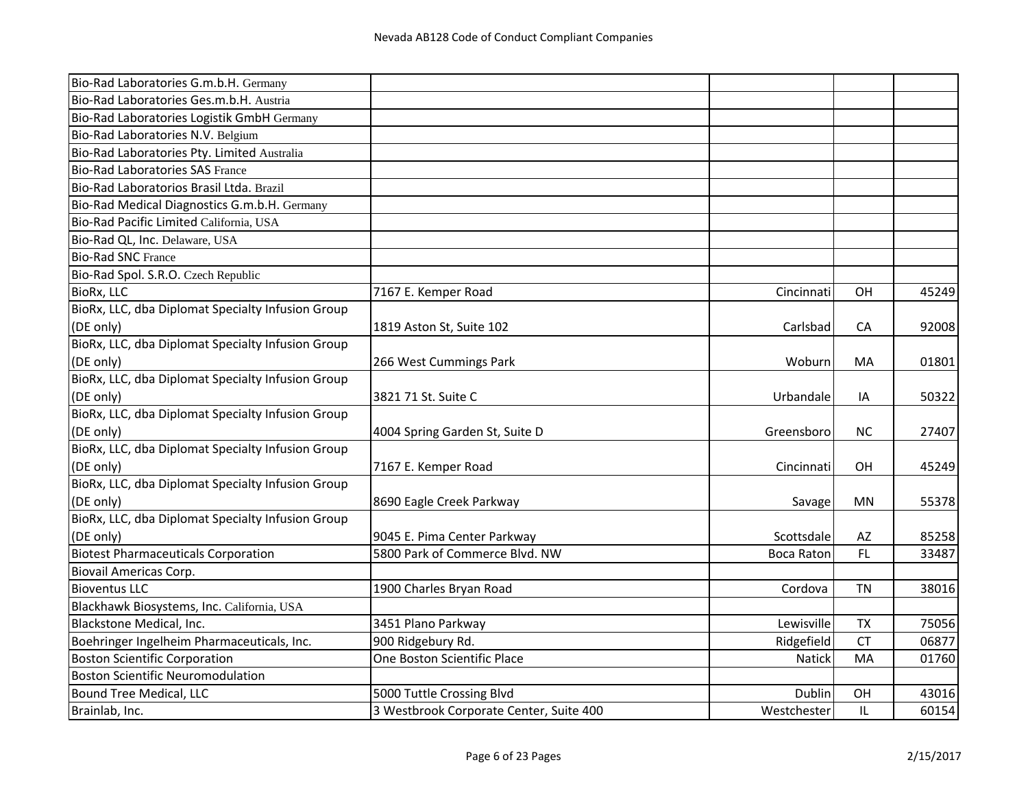# Nevada AB128 Code of Conduct Compliant Companies

| | | | | |
|---|---|---|---|---|
| Bio-Rad Laboratories G.m.b.H. Germany | | | | |
| Bio-Rad Laboratories Ges.m.b.H. Austria | | | | |
| Bio-Rad Laboratories Logistik GmbH Germany | | | | |
| Bio-Rad Laboratories N.V. Belgium | | | | |
| Bio-Rad Laboratories Pty. Limited Australia | | | | |
| Bio-Rad Laboratories SAS France | | | | |
| Bio-Rad Laboratorios Brasil Ltda. Brazil | | | | |
| Bio-Rad Medical Diagnostics G.m.b.H. Germany | | | | |
| Bio-Rad Pacific Limited California, USA | | | | |
| Bio-Rad QL, Inc. Delaware, USA | | | | |
| Bio-Rad SNC France | | | | |
| Bio-Rad Spol. S.R.O. Czech Republic | | | | |
| BioRx, LLC | 7167 E. Kemper Road | Cincinnati | OH | 45249 |
| BioRx, LLC, dba Diplomat Specialty Infusion Group (DE only) | 1819 Aston St, Suite 102 | Carlsbad | CA | 92008 |
| BioRx, LLC, dba Diplomat Specialty Infusion Group (DE only) | 266 West Cummings Park | Woburn | MA | 01801 |
| BioRx, LLC, dba Diplomat Specialty Infusion Group (DE only) | 3821 71 St. Suite C | Urbandale | IA | 50322 |
| BioRx, LLC, dba Diplomat Specialty Infusion Group (DE only) | 4004 Spring Garden St, Suite D | Greensboro | NC | 27407 |
| BioRx, LLC, dba Diplomat Specialty Infusion Group (DE only) | 7167 E. Kemper Road | Cincinnati | OH | 45249 |
| BioRx, LLC, dba Diplomat Specialty Infusion Group (DE only) | 8690 Eagle Creek Parkway | Savage | MN | 55378 |
| BioRx, LLC, dba Diplomat Specialty Infusion Group (DE only) | 9045 E. Pima Center Parkway | Scottsdale | AZ | 85258 |
| Biotest Pharmaceuticals Corporation | 5800 Park of Commerce Blvd. NW | Boca Raton | FL | 33487 |
| Biovail Americas Corp. | | | | |
| Bioventus LLC | 1900 Charles Bryan Road | Cordova | TN | 38016 |
| Blackhawk Biosystems, Inc. California, USA | | | | |
| Blackstone Medical, Inc. | 3451 Plano Parkway | Lewisville | TX | 75056 |
| Boehringer Ingelheim Pharmaceuticals, Inc. | 900 Ridgebury Rd. | Ridgefield | CT | 06877 |
| Boston Scientific Corporation | One Boston Scientific Place | Natick | MA | 01760 |
| Boston Scientific Neuromodulation | | | | |
| Bound Tree Medical, LLC | 5000 Tuttle Crossing Blvd | Dublin | OH | 43016 |
| Brainlab, Inc. | 3 Westbrook Corporate Center, Suite 400 | Westchester | IL | 60154 |

2/15/2017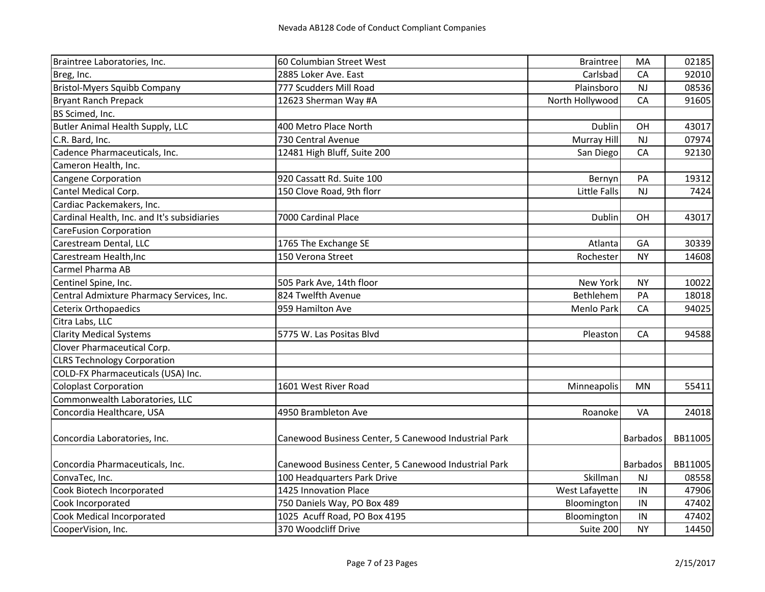# Nevada AB128 Code of Conduct Compliant Companies

| | | | | |
|---|---|---|---|---|
| Braintree Laboratories, Inc. | 60 Columbian Street West | Braintree | MA | 02185 |
| Breg, Inc. | 2885 Loker Ave. East | Carlsbad | CA | 92010 |
| Bristol-Myers Squibb Company | 777 Scudders Mill Road | Plainsboro | NJ | 08536 |
| Bryant Ranch Prepack | 12623 Sherman Way #A | North Hollywood | CA | 91605 |
| BS Scimed, Inc. | | | | |
| Butler Animal Health Supply, LLC | 400 Metro Place North | Dublin | OH | 43017 |
| C.R. Bard, Inc. | 730 Central Avenue | Murray Hill | NJ | 07974 |
| Cadence Pharmaceuticals, Inc. | 12481 High Bluff, Suite 200 | San Diego | CA | 92130 |
| Cameron Health, Inc. | | | | |
| Cangene Corporation | 920 Cassatt Rd. Suite 100 | Bernyn | PA | 19312 |
| Cantel Medical Corp. | 150 Clove Road, 9th florr | Little Falls | NJ | 7424 |
| Cardiac Packemakers, Inc. | | | | |
| Cardinal Health, Inc. and It's subsidiaries | 7000 Cardinal Place | Dublin | OH | 43017 |
| CareFusion Corporation | | | | |
| Carestream Dental, LLC | 1765 The Exchange SE | Atlanta | GA | 30339 |
| Carestream Health,Inc | 150 Verona Street | Rochester | NY | 14608 |
| Carmel Pharma AB | | | | |
| Centinel Spine, Inc. | 505 Park Ave, 14th floor | New York | NY | 10022 |
| Central Admixture Pharmacy Services, Inc. | 824 Twelfth Avenue | Bethlehem | PA | 18018 |
| Ceterix Orthopaedics | 959 Hamilton Ave | Menlo Park | CA | 94025 |
| Citra Labs, LLC | | | | |
| Clarity Medical Systems | 5775 W. Las Positas Blvd | Pleaston | CA | 94588 |
| Clover Pharmaceutical Corp. | | | | |
| CLRS Technology Corporation | | | | |
| COLD-FX Pharmaceuticals (USA) Inc. | | | | |
| Coloplast Corporation | 1601 West River Road | Minneapolis | MN | 55411 |
| Commonwealth Laboratories, LLC | | | | |
| Concordia Healthcare, USA | 4950 Brambleton Ave | Roanoke | VA | 24018 |
| Concordia Laboratories, Inc. | Canewood Business Center, 5 Canewood Industrial Park | | Barbados | BB11005 |
| Concordia Pharmaceuticals, Inc. | Canewood Business Center, 5 Canewood Industrial Park | | Barbados | BB11005 |
| ConvaTec, Inc. | 100 Headquarters Park Drive | Skillman | NJ | 08558 |
| Cook Biotech Incorporated | 1425 Innovation Place | West Lafayette | IN | 47906 |
| Cook Incorporated | 750 Daniels Way, PO Box 489 | Bloomington | IN | 47402 |
| Cook Medical Incorporated | 1025 Acuff Road, PO Box 4195 | Bloomington | IN | 47402 |
| CooperVision, Inc. | 370 Woodcliff Drive | Suite 200 | NY | 14450 |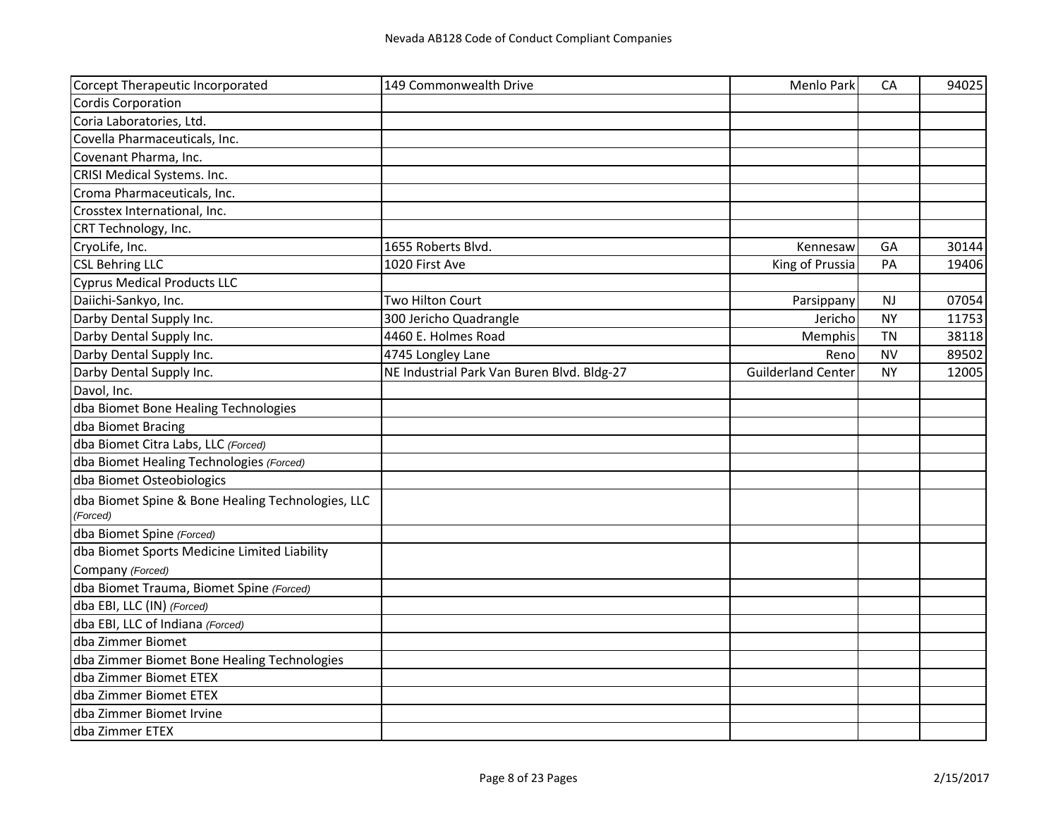# Nevada AB128 Code of Conduct Compliant Companies

| Company | Address | City | State | Zip |
|---|---|---|---|---|
| Corcept Therapeutic Incorporated | 149 Commonwealth Drive | Menlo Park | CA | 94025 |
| Cordis Corporation | | | | |
| Coria Laboratories, Ltd. | | | | |
| Covella Pharmaceuticals, Inc. | | | | |
| Covenant Pharma, Inc. | | | | |
| CRISI Medical Systems. Inc. | | | | |
| Croma Pharmaceuticals, Inc. | | | | |
| Crosstex International, Inc. | | | | |
| CRT Technology, Inc. | | | | |
| CryoLife, Inc. | 1655 Roberts Blvd. | Kennesaw | GA | 30144 |
| CSL Behring LLC | 1020 First Ave | King of Prussia | PA | 19406 |
| Cyprus Medical Products LLC | | | | |
| Daiichi-Sankyo, Inc. | Two Hilton Court | Parsippany | NJ | 07054 |
| Darby Dental Supply Inc. | 300 Jericho Quadrangle | Jericho | NY | 11753 |
| Darby Dental Supply Inc. | 4460 E. Holmes Road | Memphis | TN | 38118 |
| Darby Dental Supply Inc. | 4745 Longley Lane | Reno | NV | 89502 |
| Darby Dental Supply Inc. | NE Industrial Park Van Buren Blvd. Bldg-27 | Guilderland Center | NY | 12005 |
| Davol, Inc. | | | | |
| dba Biomet Bone Healing Technologies | | | | |
| dba Biomet Bracing | | | | |
| dba Biomet Citra Labs, LLC *(Forced)* | | | | |
| dba Biomet Healing Technologies *(Forced)* | | | | |
| dba Biomet Osteobiologics | | | | |
| dba Biomet Spine & Bone Healing Technologies, LLC *(Forced)* | | | | |
| dba Biomet Spine *(Forced)* | | | | |
| dba Biomet Sports Medicine Limited Liability Company *(Forced)* | | | | |
| dba Biomet Trauma, Biomet Spine *(Forced)* | | | | |
| dba EBI, LLC (IN) *(Forced)* | | | | |
| dba EBI, LLC of Indiana *(Forced)* | | | | |
| dba Zimmer Biomet | | | | |
| dba Zimmer Biomet Bone Healing Technologies | | | | |
| dba Zimmer Biomet ETEX | | | | |
| dba Zimmer Biomet ETEX | | | | |
| dba Zimmer Biomet Irvine | | | | |
| dba Zimmer ETEX | | | | |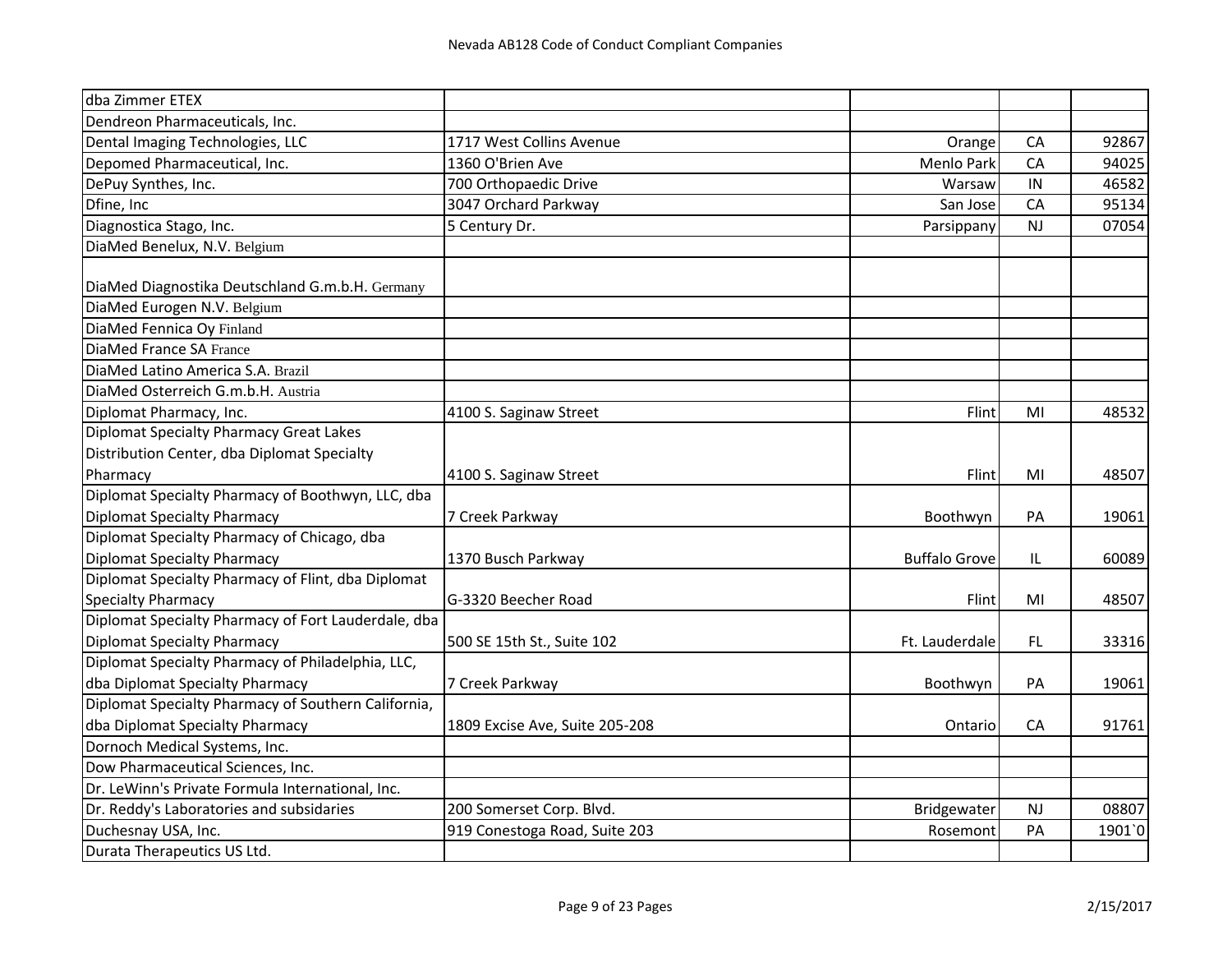# Nevada AB128 Code of Conduct Compliant Companies

| | | | | |
|---|---|---|---|---|
| dba Zimmer ETEX | | | | |
| Dendreon Pharmaceuticals, Inc. | | | | |
| Dental Imaging Technologies, LLC | 1717 West Collins Avenue | Orange | CA | 92867 |
| Depomed Pharmaceutical, Inc. | 1360 O'Brien Ave | Menlo Park | CA | 94025 |
| DePuy Synthes, Inc. | 700 Orthopaedic Drive | Warsaw | IN | 46582 |
| Dfine, Inc | 3047 Orchard Parkway | San Jose | CA | 95134 |
| Diagnostica Stago, Inc. | 5 Century Dr. | Parsippany | NJ | 07054 |
| DiaMed Benelux, N.V. Belgium | | | | |
| DiaMed Diagnostika Deutschland G.m.b.H. Germany | | | | |
| DiaMed Eurogen N.V. Belgium | | | | |
| DiaMed Fennica Oy Finland | | | | |
| DiaMed France SA France | | | | |
| DiaMed Latino America S.A. Brazil | | | | |
| DiaMed Osterreich G.m.b.H. Austria | | | | |
| Diplomat Pharmacy, Inc. | 4100 S. Saginaw Street | Flint | MI | 48532 |
| Diplomat Specialty Pharmacy Great Lakes Distribution Center, dba Diplomat Specialty Pharmacy | 4100 S. Saginaw Street | Flint | MI | 48507 |
| Diplomat Specialty Pharmacy of Boothwyn, LLC, dba Diplomat Specialty Pharmacy | 7 Creek Parkway | Boothwyn | PA | 19061 |
| Diplomat Specialty Pharmacy of Chicago, dba Diplomat Specialty Pharmacy | 1370 Busch Parkway | Buffalo Grove | IL | 60089 |
| Diplomat Specialty Pharmacy of Flint, dba Diplomat Specialty Pharmacy | G-3320 Beecher Road | Flint | MI | 48507 |
| Diplomat Specialty Pharmacy of Fort Lauderdale, dba Diplomat Specialty Pharmacy | 500 SE 15th St., Suite 102 | Ft. Lauderdale | FL | 33316 |
| Diplomat Specialty Pharmacy of Philadelphia, LLC, dba Diplomat Specialty Pharmacy | 7 Creek Parkway | Boothwyn | PA | 19061 |
| Diplomat Specialty Pharmacy of Southern California, dba Diplomat Specialty Pharmacy | 1809 Excise Ave, Suite 205-208 | Ontario | CA | 91761 |
| Dornoch Medical Systems, Inc. | | | | |
| Dow Pharmaceutical Sciences, Inc. | | | | |
| Dr. LeWinn's Private Formula International, Inc. | | | | |
| Dr. Reddy's Laboratories and subsidaries | 200 Somerset Corp. Blvd. | Bridgewater | NJ | 08807 |
| Duchesnay USA, Inc. | 919 Conestoga Road, Suite 203 | Rosemont | PA | 1901`0 |
| Durata Therapeutics US Ltd. | | | | |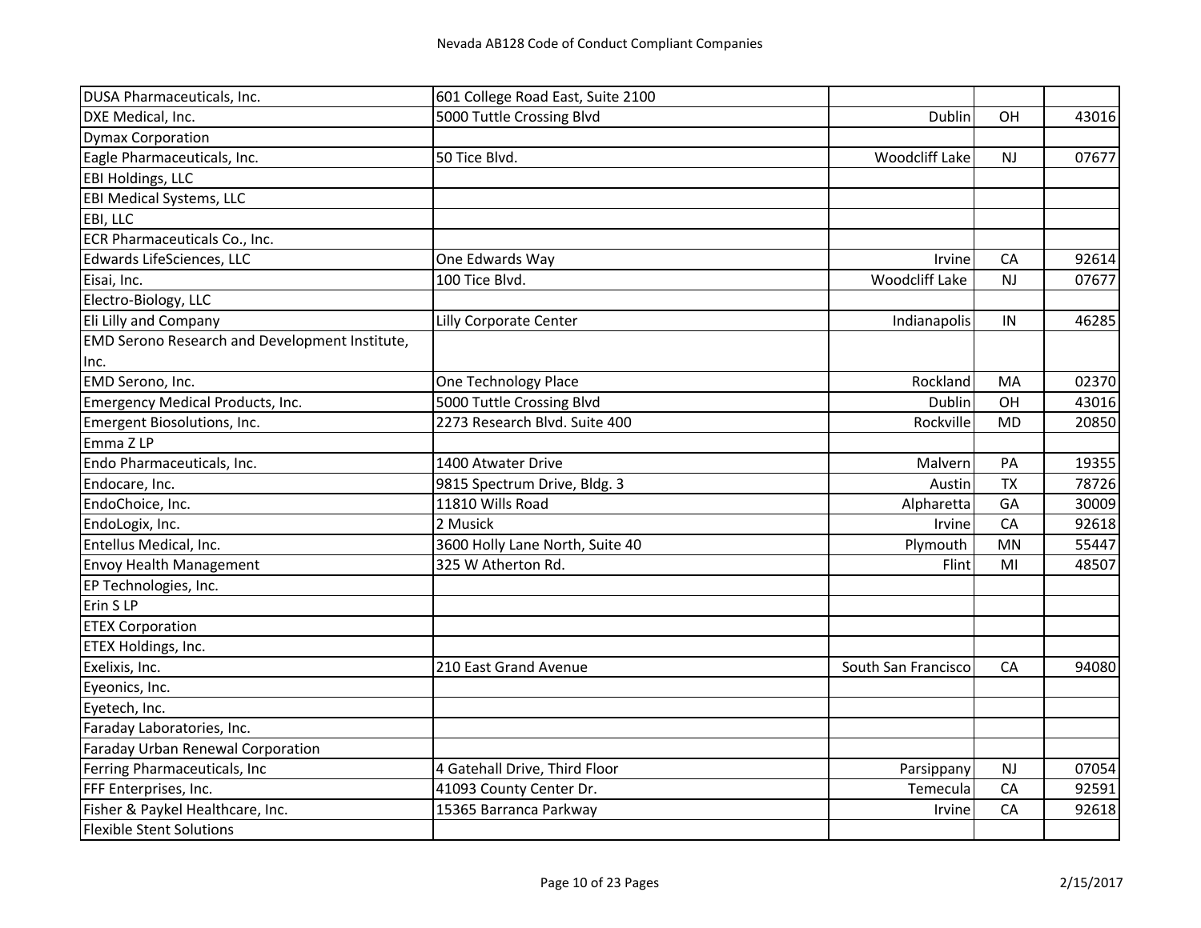# Nevada AB128 Code of Conduct Compliant Companies

| | | | | |
|---|---|---|---|---|
| DUSA Pharmaceuticals, Inc. | 601 College Road East, Suite 2100 | | | |
| DXE Medical, Inc. | 5000 Tuttle Crossing Blvd | Dublin | OH | 43016 |
| Dymax Corporation | | | | |
| Eagle Pharmaceuticals, Inc. | 50 Tice Blvd. | Woodcliff Lake | NJ | 07677 |
| EBI Holdings, LLC | | | | |
| EBI Medical Systems, LLC | | | | |
| EBI, LLC | | | | |
| ECR Pharmaceuticals Co., Inc. | | | | |
| Edwards LifeSciences, LLC | One Edwards Way | Irvine | CA | 92614 |
| Eisai, Inc. | 100 Tice Blvd. | Woodcliff Lake | NJ | 07677 |
| Electro-Biology, LLC | | | | |
| Eli Lilly and Company | Lilly Corporate Center | Indianapolis | IN | 46285 |
| EMD Serono Research and Development Institute, Inc. | | | | |
| EMD Serono, Inc. | One Technology Place | Rockland | MA | 02370 |
| Emergency Medical Products, Inc. | 5000 Tuttle Crossing Blvd | Dublin | OH | 43016 |
| Emergent Biosolutions, Inc. | 2273 Research Blvd. Suite 400 | Rockville | MD | 20850 |
| Emma Z LP | | | | |
| Endo Pharmaceuticals, Inc. | 1400 Atwater Drive | Malvern | PA | 19355 |
| Endocare, Inc. | 9815 Spectrum Drive, Bldg. 3 | Austin | TX | 78726 |
| EndoChoice, Inc. | 11810 Wills Road | Alpharetta | GA | 30009 |
| EndoLogix, Inc. | 2 Musick | Irvine | CA | 92618 |
| Entellus Medical, Inc. | 3600 Holly Lane North, Suite 40 | Plymouth | MN | 55447 |
| Envoy Health Management | 325 W Atherton Rd. | Flint | MI | 48507 |
| EP Technologies, Inc. | | | | |
| Erin S LP | | | | |
| ETEX Corporation | | | | |
| ETEX Holdings, Inc. | | | | |
| Exelixis, Inc. | 210 East Grand Avenue | South San Francisco | CA | 94080 |
| Eyeonics, Inc. | | | | |
| Eyetech, Inc. | | | | |
| Faraday Laboratories, Inc. | | | | |
| Faraday Urban Renewal Corporation | | | | |
| Ferring Pharmaceuticals, Inc | 4 Gatehall Drive, Third Floor | Parsippany | NJ | 07054 |
| FFF Enterprises, Inc. | 41093 County Center Dr. | Temecula | CA | 92591 |
| Fisher & Paykel Healthcare, Inc. | 15365 Barranca Parkway | Irvine | CA | 92618 |
| Flexible Stent Solutions | | | | |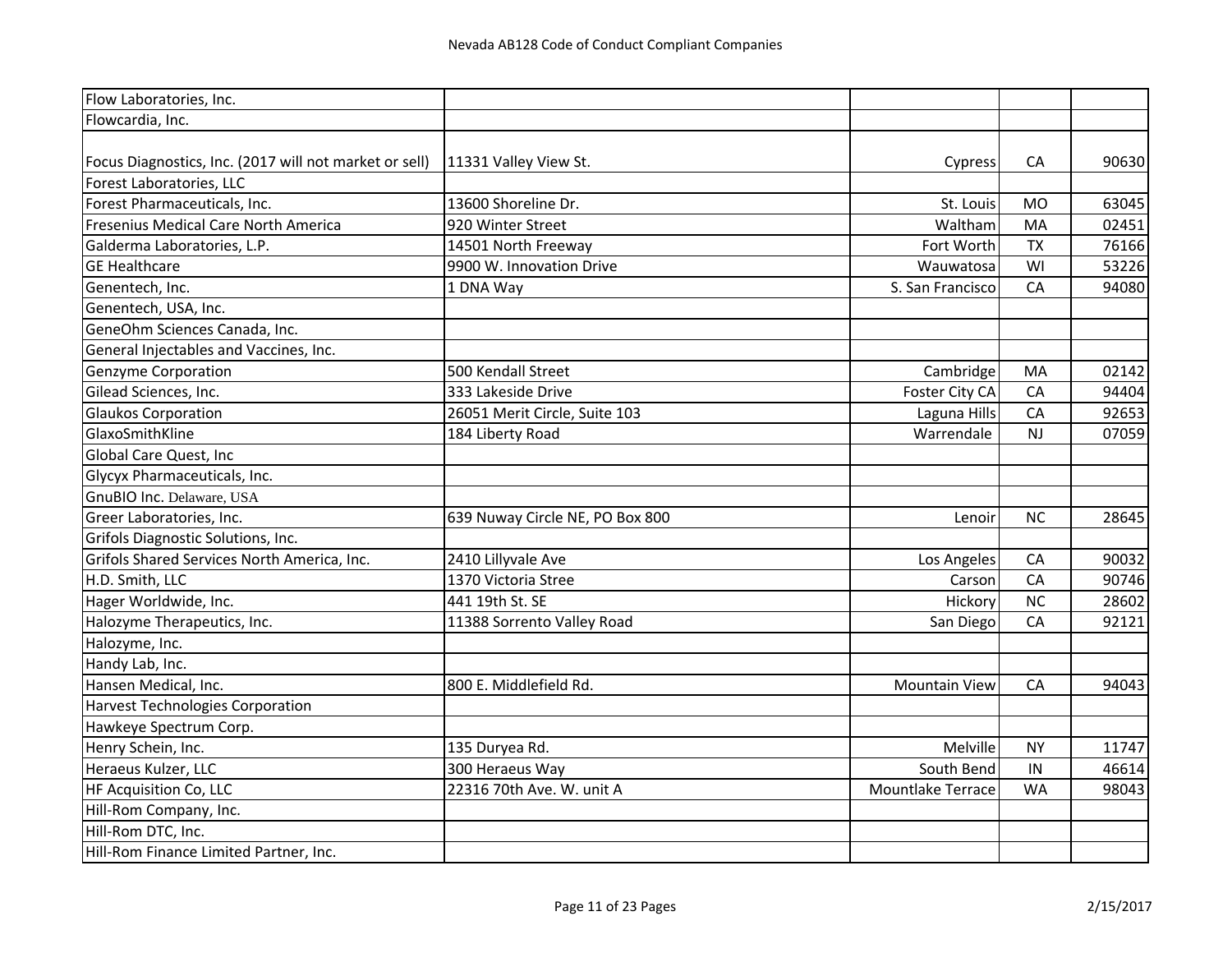# Nevada AB128 Code of Conduct Compliant Companies

| | | | | |
|---|---|---|---|---|
| Flow Laboratories, Inc. | | | | |
| Flowcardia, Inc. | | | | |
| Focus Diagnostics, Inc. (2017 will not market or sell) | 11331 Valley View St. | Cypress | CA | 90630 |
| Forest Laboratories, LLC | | | | |
| Forest Pharmaceuticals, Inc. | 13600 Shoreline Dr. | St. Louis | MO | 63045 |
| Fresenius Medical Care North America | 920 Winter Street | Waltham | MA | 02451 |
| Galderma Laboratories, L.P. | 14501 North Freeway | Fort Worth | TX | 76166 |
| GE Healthcare | 9900 W. Innovation Drive | Wauwatosa | WI | 53226 |
| Genentech, Inc. | 1 DNA Way | S. San Francisco | CA | 94080 |
| Genentech, USA, Inc. | | | | |
| GeneOhm Sciences Canada, Inc. | | | | |
| General Injectables and Vaccines, Inc. | | | | |
| Genzyme Corporation | 500 Kendall Street | Cambridge | MA | 02142 |
| Gilead Sciences, Inc. | 333 Lakeside Drive | Foster City CA | CA | 94404 |
| Glaukos Corporation | 26051 Merit Circle, Suite 103 | Laguna Hills | CA | 92653 |
| GlaxoSmithKline | 184 Liberty Road | Warrendale | NJ | 07059 |
| Global Care Quest, Inc | | | | |
| Glycyx Pharmaceuticals, Inc. | | | | |
| GnuBIO Inc. Delaware, USA | | | | |
| Greer Laboratories, Inc. | 639 Nuway Circle NE, PO Box 800 | Lenoir | NC | 28645 |
| Grifols Diagnostic Solutions, Inc. | | | | |
| Grifols Shared Services North America, Inc. | 2410 Lillyvale Ave | Los Angeles | CA | 90032 |
| H.D. Smith, LLC | 1370 Victoria Stree | Carson | CA | 90746 |
| Hager Worldwide, Inc. | 441 19th St. SE | Hickory | NC | 28602 |
| Halozyme Therapeutics, Inc. | 11388 Sorrento Valley Road | San Diego | CA | 92121 |
| Halozyme, Inc. | | | | |
| Handy Lab, Inc. | | | | |
| Hansen Medical, Inc. | 800 E. Middlefield Rd. | Mountain View | CA | 94043 |
| Harvest Technologies Corporation | | | | |
| Hawkeye Spectrum Corp. | | | | |
| Henry Schein, Inc. | 135 Duryea Rd. | Melville | NY | 11747 |
| Heraeus Kulzer, LLC | 300 Heraeus Way | South Bend | IN | 46614 |
| HF Acquisition Co, LLC | 22316 70th Ave. W. unit A | Mountlake Terrace | WA | 98043 |
| Hill-Rom Company, Inc. | | | | |
| Hill-Rom DTC, Inc. | | | | |
| Hill-Rom Finance Limited Partner, Inc. | | | | |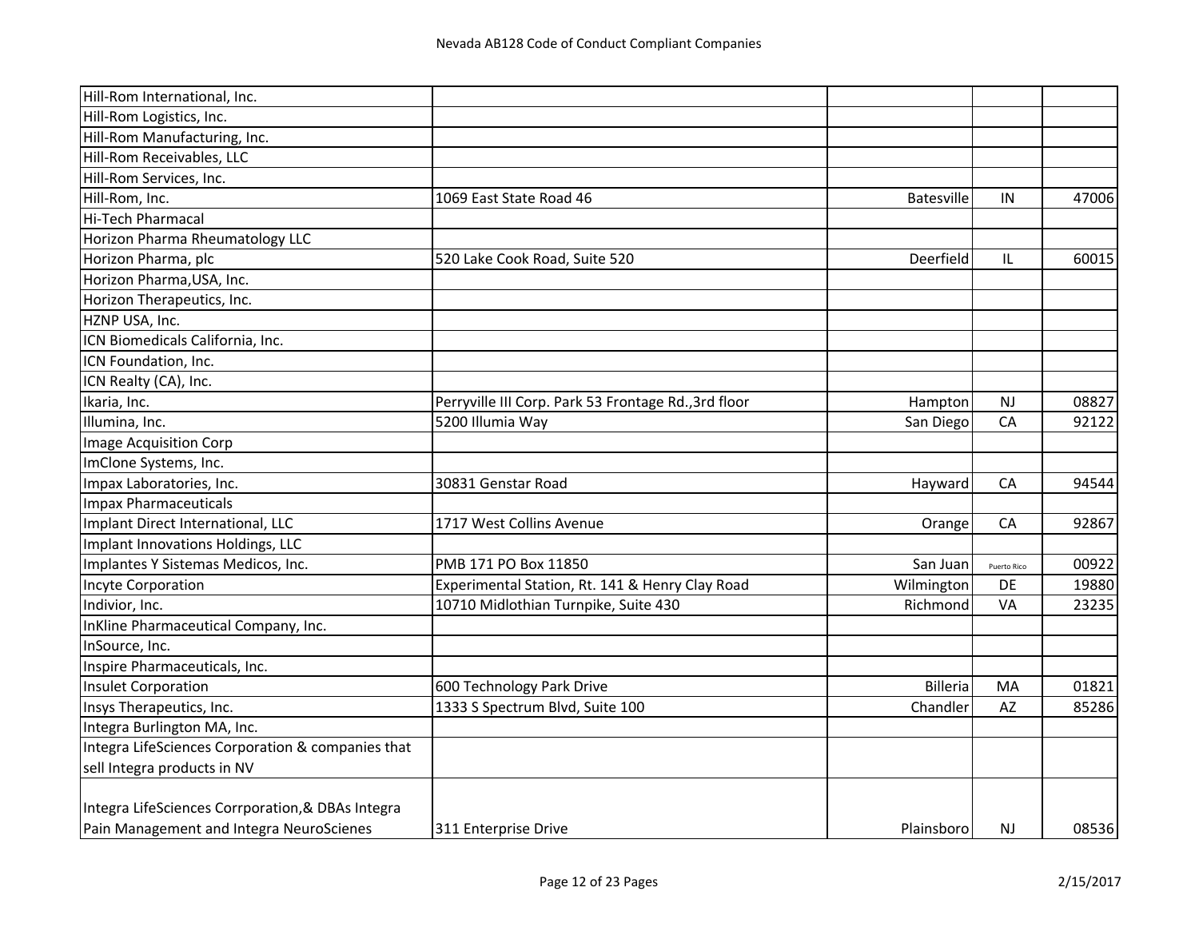# Nevada AB128 Code of Conduct Compliant Companies

| | | | | |
|---|---|---|---|---|
| Hill-Rom International, Inc. | | | | |
| Hill-Rom Logistics, Inc. | | | | |
| Hill-Rom Manufacturing, Inc. | | | | |
| Hill-Rom Receivables, LLC | | | | |
| Hill-Rom Services, Inc. | | | | |
| Hill-Rom, Inc. | 1069 East State Road 46 | Batesville | IN | 47006 |
| Hi-Tech Pharmacal | | | | |
| Horizon Pharma Rheumatology LLC | | | | |
| Horizon Pharma, plc | 520 Lake Cook Road, Suite 520 | Deerfield | IL | 60015 |
| Horizon Pharma,USA, Inc. | | | | |
| Horizon Therapeutics, Inc. | | | | |
| HZNP USA, Inc. | | | | |
| ICN Biomedicals California, Inc. | | | | |
| ICN Foundation, Inc. | | | | |
| ICN Realty (CA), Inc. | | | | |
| Ikaria, Inc. | Perryville III Corp. Park 53 Frontage Rd.,3rd floor | Hampton | NJ | 08827 |
| Illumina, Inc. | 5200 Illumia Way | San Diego | CA | 92122 |
| Image Acquisition Corp | | | | |
| ImClone Systems, Inc. | | | | |
| Impax Laboratories, Inc. | 30831 Genstar Road | Hayward | CA | 94544 |
| Impax Pharmaceuticals | | | | |
| Implant Direct International, LLC | 1717 West Collins Avenue | Orange | CA | 92867 |
| Implant Innovations Holdings, LLC | | | | |
| Implantes Y Sistemas Medicos, Inc. | PMB 171 PO Box 11850 | San Juan | Puerto Rico | 00922 |
| Incyte Corporation | Experimental Station, Rt. 141 & Henry Clay Road | Wilmington | DE | 19880 |
| Indivior, Inc. | 10710 Midlothian Turnpike, Suite 430 | Richmond | VA | 23235 |
| InKline Pharmaceutical Company, Inc. | | | | |
| InSource, Inc. | | | | |
| Inspire Pharmaceuticals, Inc. | | | | |
| Insulet Corporation | 600 Technology Park Drive | Billeria | MA | 01821 |
| Insys Therapeutics, Inc. | 1333 S Spectrum Blvd, Suite 100 | Chandler | AZ | 85286 |
| Integra Burlington MA, Inc. | | | | |
| Integra LifeSciences Corporation & companies that sell Integra products in NV | | | | |
| Integra LifeSciences Corrporation,& DBAs Integra Pain Management and Integra NeuroScienes | 311 Enterprise Drive | Plainsboro | NJ | 08536 |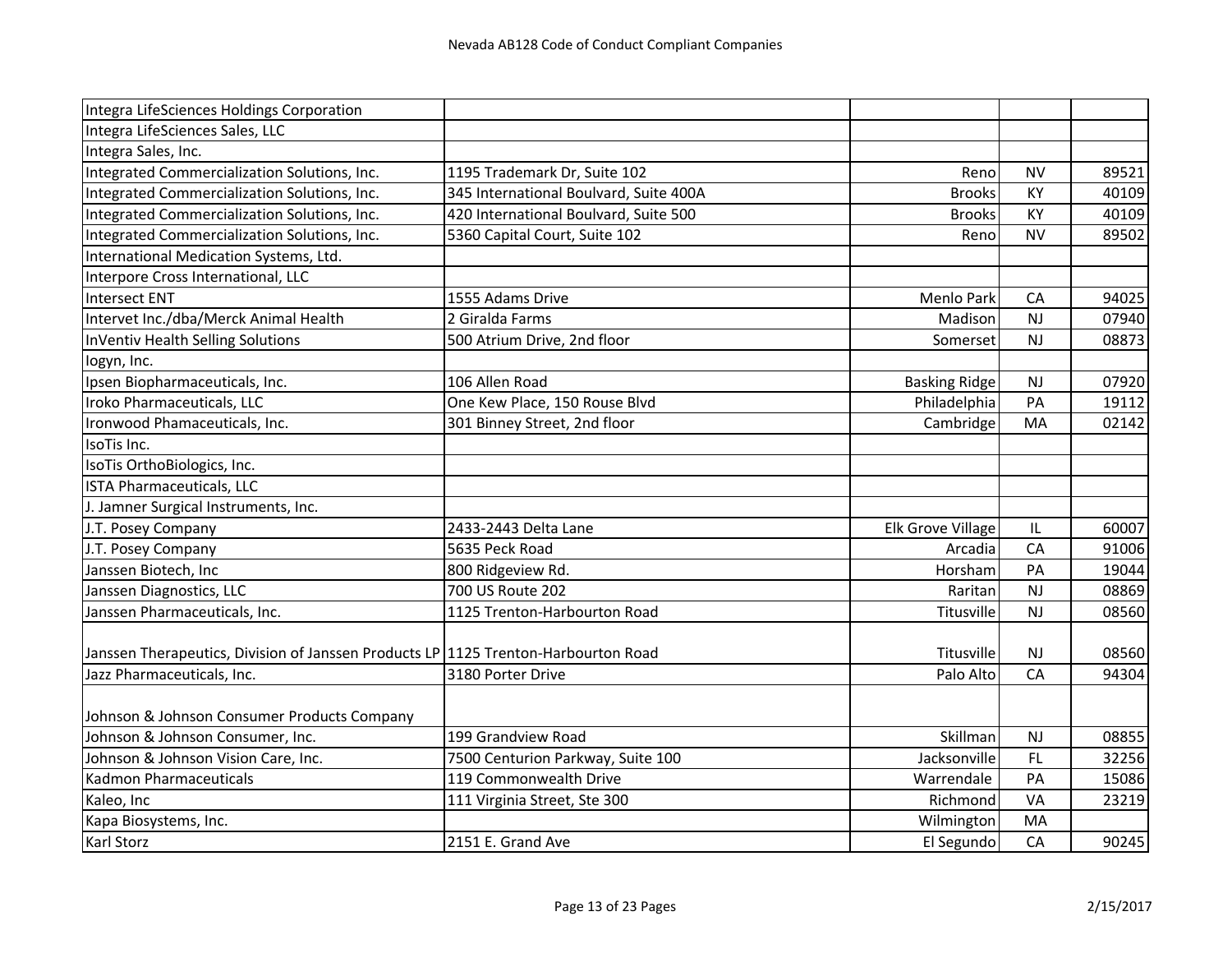# Nevada AB128 Code of Conduct Compliant Companies

| | | | | |
|---|---|---|---|---|
| Integra LifeSciences Holdings Corporation | | | | |
| Integra LifeSciences Sales, LLC | | | | |
| Integra Sales, Inc. | | | | |
| Integrated Commercialization Solutions, Inc. | 1195 Trademark Dr, Suite 102 | Reno | NV | 89521 |
| Integrated Commercialization Solutions, Inc. | 345 International Boulvard, Suite 400A | Brooks | KY | 40109 |
| Integrated Commercialization Solutions, Inc. | 420 International Boulvard, Suite 500 | Brooks | KY | 40109 |
| Integrated Commercialization Solutions, Inc. | 5360 Capital Court, Suite 102 | Reno | NV | 89502 |
| International Medication Systems, Ltd. | | | | |
| Interpore Cross International, LLC | | | | |
| Intersect ENT | 1555 Adams Drive | Menlo Park | CA | 94025 |
| Intervet Inc./dba/Merck Animal Health | 2 Giralda Farms | Madison | NJ | 07940 |
| InVentiv Health Selling Solutions | 500 Atrium Drive, 2nd floor | Somerset | NJ | 08873 |
| Iogyn, Inc. | | | | |
| Ipsen Biopharmaceuticals, Inc. | 106 Allen Road | Basking Ridge | NJ | 07920 |
| Iroko Pharmaceuticals, LLC | One Kew Place, 150 Rouse Blvd | Philadelphia | PA | 19112 |
| Ironwood Phamaceuticals, Inc. | 301 Binney Street, 2nd floor | Cambridge | MA | 02142 |
| IsoTis Inc. | | | | |
| IsoTis OrthoBiologics, Inc. | | | | |
| ISTA Pharmaceuticals, LLC | | | | |
| J. Jamner Surgical Instruments, Inc. | | | | |
| J.T. Posey Company | 2433-2443 Delta Lane | Elk Grove Village | IL | 60007 |
| J.T. Posey Company | 5635 Peck Road | Arcadia | CA | 91006 |
| Janssen Biotech, Inc | 800 Ridgeview Rd. | Horsham | PA | 19044 |
| Janssen Diagnostics, LLC | 700 US Route 202 | Raritan | NJ | 08869 |
| Janssen Pharmaceuticals, Inc. | 1125 Trenton-Harbourton Road | Titusville | NJ | 08560 |
| Janssen Therapeutics, Division of Janssen Products LP | 1125 Trenton-Harbourton Road | Titusville | NJ | 08560 |
| Jazz Pharmaceuticals, Inc. | 3180 Porter Drive | Palo Alto | CA | 94304 |
| Johnson & Johnson Consumer Products Company | | | | |
| Johnson & Johnson Consumer, Inc. | 199 Grandview Road | Skillman | NJ | 08855 |
| Johnson & Johnson Vision Care, Inc. | 7500 Centurion Parkway, Suite 100 | Jacksonville | FL | 32256 |
| Kadmon Pharmaceuticals | 119 Commonwealth Drive | Warrendale | PA | 15086 |
| Kaleo, Inc | 111 Virginia Street, Ste 300 | Richmond | VA | 23219 |
| Kapa Biosystems, Inc. | | Wilmington | MA | |
| Karl Storz | 2151 E. Grand Ave | El Segundo | CA | 90245 |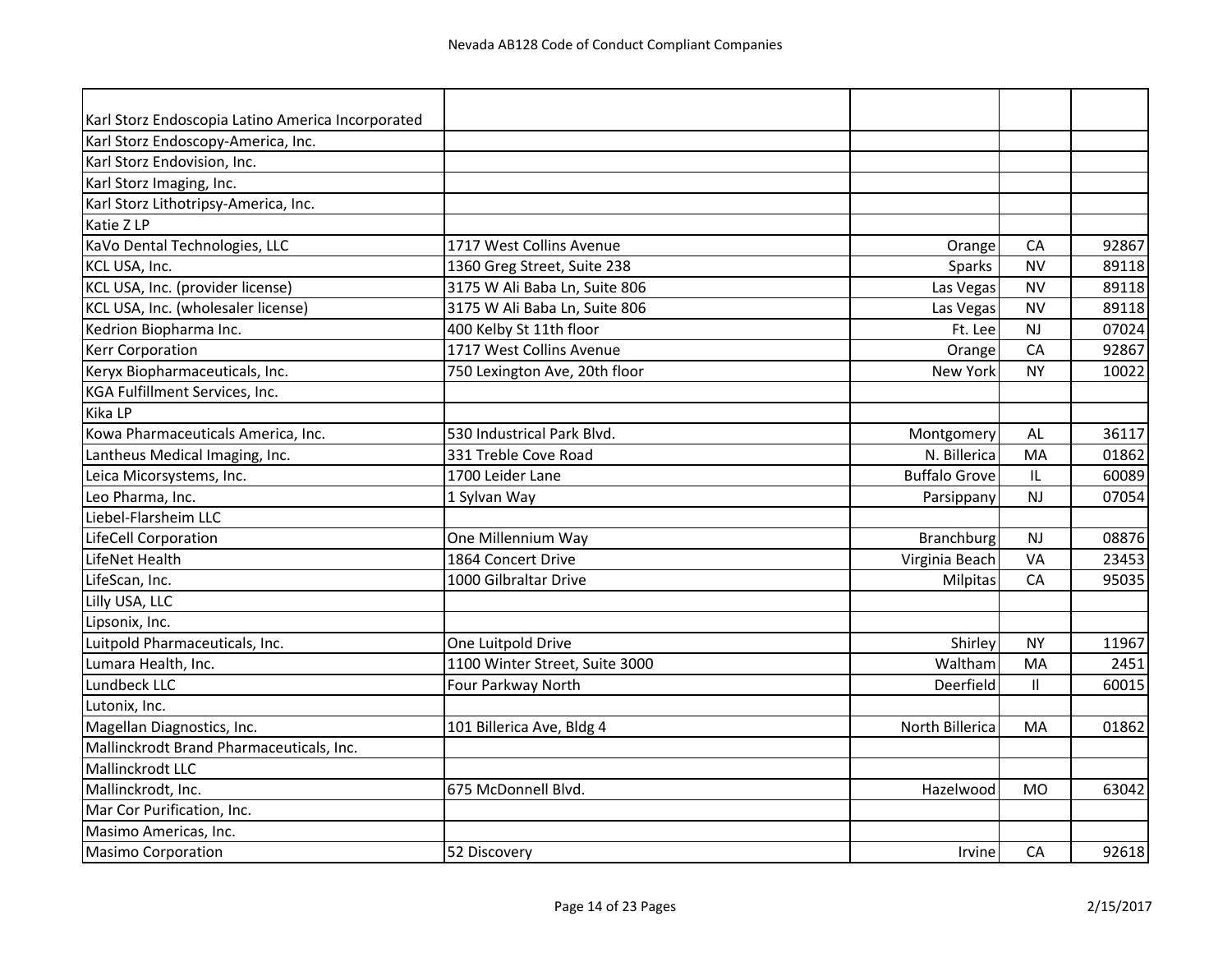Nevada AB128 Code of Conduct Compliant Companies

| | | | | |
|---|---|---|---|---|
| Karl Storz Endoscopia Latino America Incorporated | | | | |
| Karl Storz Endoscopy-America, Inc. | | | | |
| Karl Storz Endovision, Inc. | | | | |
| Karl Storz Imaging, Inc. | | | | |
| Karl Storz Lithotripsy-America, Inc. | | | | |
| Katie Z LP | | | | |
| KaVo Dental Technologies, LLC | 1717 West Collins Avenue | Orange | CA | 92867 |
| KCL USA, Inc. | 1360 Greg Street, Suite 238 | Sparks | NV | 89118 |
| KCL USA, Inc. (provider license) | 3175 W Ali Baba Ln, Suite 806 | Las Vegas | NV | 89118 |
| KCL USA, Inc. (wholesaler license) | 3175 W Ali Baba Ln, Suite 806 | Las Vegas | NV | 89118 |
| Kedrion Biopharma Inc. | 400 Kelby St 11th floor | Ft. Lee | NJ | 07024 |
| Kerr Corporation | 1717 West Collins Avenue | Orange | CA | 92867 |
| Keryx Biopharmaceuticals, Inc. | 750 Lexington Ave, 20th floor | New York | NY | 10022 |
| KGA Fulfillment Services, Inc. | | | | |
| Kika LP | | | | |
| Kowa Pharmaceuticals America, Inc. | 530 Industrical Park Blvd. | Montgomery | AL | 36117 |
| Lantheus Medical Imaging, Inc. | 331 Treble Cove Road | N. Billerica | MA | 01862 |
| Leica Micorsystems, Inc. | 1700 Leider Lane | Buffalo Grove | IL | 60089 |
| Leo Pharma, Inc. | 1 Sylvan Way | Parsippany | NJ | 07054 |
| Liebel-Flarsheim LLC | | | | |
| LifeCell Corporation | One Millennium Way | Branchburg | NJ | 08876 |
| LifeNet Health | 1864 Concert Drive | Virginia Beach | VA | 23453 |
| LifeScan, Inc. | 1000 Gilbraltar Drive | Milpitas | CA | 95035 |
| Lilly USA, LLC | | | | |
| Lipsonix, Inc. | | | | |
| Luitpold Pharmaceuticals, Inc. | One Luitpold Drive | Shirley | NY | 11967 |
| Lumara Health, Inc. | 1100 Winter Street, Suite 3000 | Waltham | MA | 2451 |
| Lundbeck LLC | Four Parkway North | Deerfield | Il | 60015 |
| Lutonix, Inc. | | | | |
| Magellan Diagnostics, Inc. | 101 Billerica Ave, Bldg 4 | North Billerica | MA | 01862 |
| Mallinckrodt Brand Pharmaceuticals, Inc. | | | | |
| Mallinckrodt LLC | | | | |
| Mallinckrodt, Inc. | 675 McDonnell Blvd. | Hazelwood | MO | 63042 |
| Mar Cor Purification, Inc. | | | | |
| Masimo Americas, Inc. | | | | |
| Masimo Corporation | 52 Discovery | Irvine | CA | 92618 |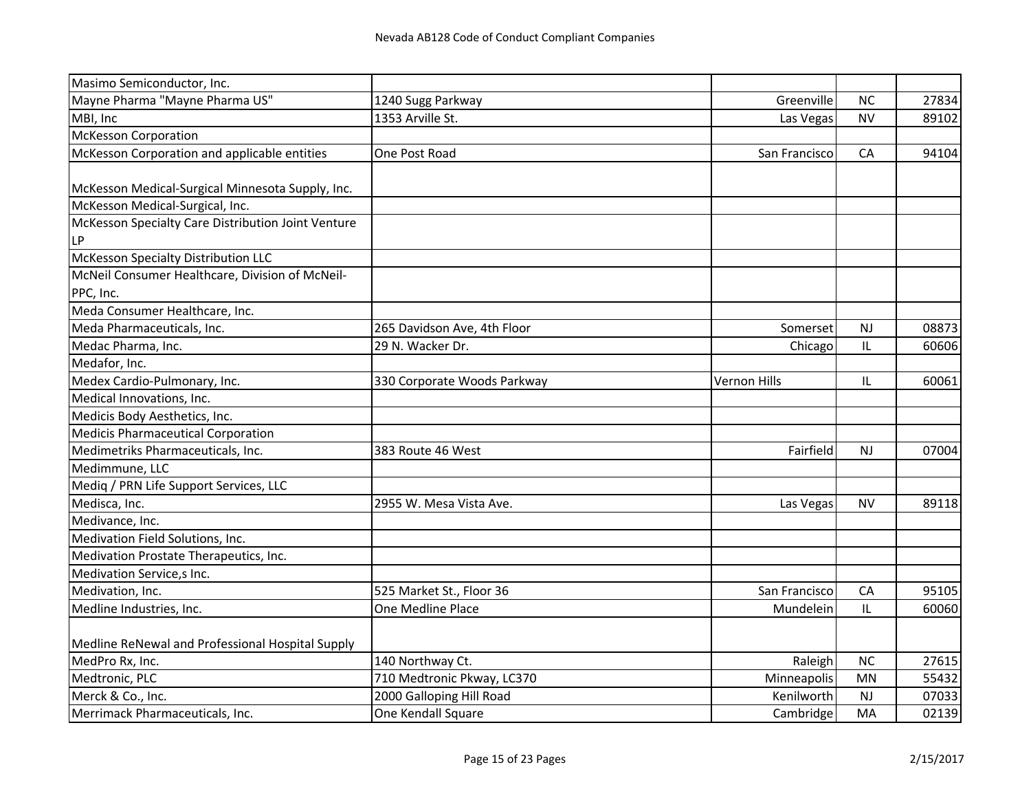| | | | | |
|---|---|---|---|---|
| Masimo Semiconductor, Inc. | | | | |
| Mayne Pharma "Mayne Pharma US" | 1240 Sugg Parkway | Greenville | NC | 27834 |
| MBI, Inc | 1353 Arville St. | Las Vegas | NV | 89102 |
| McKesson Corporation | | | | |
| McKesson Corporation and applicable entities | One Post Road | San Francisco | CA | 94104 |
| McKesson Medical-Surgical Minnesota Supply, Inc. | | | | |
| McKesson Medical-Surgical, Inc. | | | | |
| McKesson Specialty Care Distribution Joint Venture LP | | | | |
| McKesson Specialty Distribution LLC | | | | |
| McNeil Consumer Healthcare, Division of McNeil-PPC, Inc. | | | | |
| Meda Consumer Healthcare, Inc. | | | | |
| Meda Pharmaceuticals, Inc. | 265 Davidson Ave, 4th Floor | Somerset | NJ | 08873 |
| Medac Pharma, Inc. | 29 N. Wacker Dr. | Chicago | IL | 60606 |
| Medafor, Inc. | | | | |
| Medex Cardio-Pulmonary, Inc. | 330 Corporate Woods Parkway | Vernon Hills | IL | 60061 |
| Medical Innovations, Inc. | | | | |
| Medicis Body Aesthetics, Inc. | | | | |
| Medicis Pharmaceutical Corporation | | | | |
| Medimetriks Pharmaceuticals, Inc. | 383 Route 46 West | Fairfield | NJ | 07004 |
| Medimmune, LLC | | | | |
| Mediq / PRN Life Support Services, LLC | | | | |
| Medisca, Inc. | 2955 W. Mesa Vista Ave. | Las Vegas | NV | 89118 |
| Medivance, Inc. | | | | |
| Medivation Field Solutions, Inc. | | | | |
| Medivation Prostate Therapeutics, Inc. | | | | |
| Medivation Service,s Inc. | | | | |
| Medivation, Inc. | 525 Market St., Floor 36 | San Francisco | CA | 95105 |
| Medline Industries, Inc. | One Medline Place | Mundelein | IL | 60060 |
| Medline ReNewal and Professional Hospital Supply | | | | |
| MedPro Rx, Inc. | 140 Northway Ct. | Raleigh | NC | 27615 |
| Medtronic, PLC | 710 Medtronic Pkway, LC370 | Minneapolis | MN | 55432 |
| Merck & Co., Inc. | 2000 Galloping Hill Road | Kenilworth | NJ | 07033 |
| Merrimack Pharmaceuticals, Inc. | One Kendall Square | Cambridge | MA | 02139 |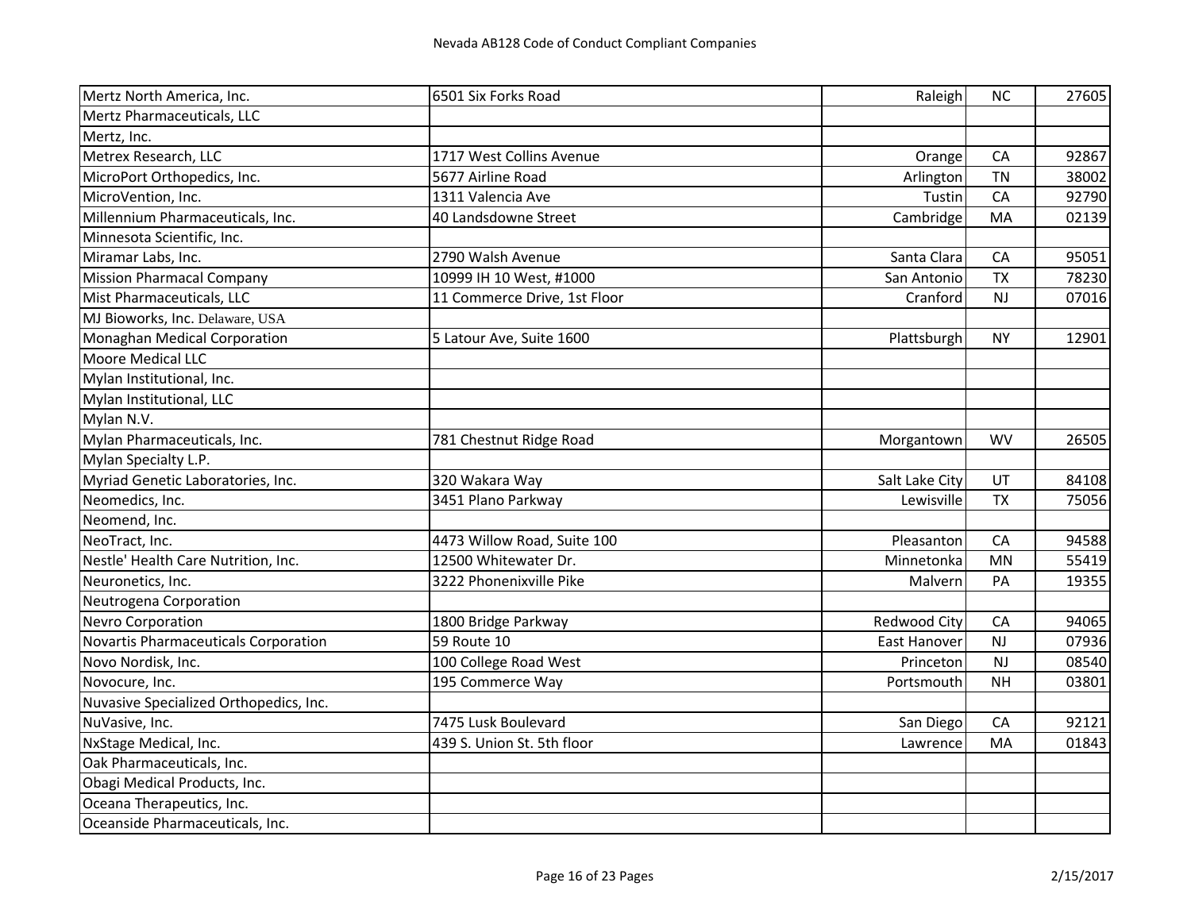# Nevada AB128 Code of Conduct Compliant Companies

| | | | | |
|---|---|---|---|---|
| Mertz North America, Inc. | 6501 Six Forks Road | Raleigh | NC | 27605 |
| Mertz Pharmaceuticals, LLC | | | | |
| Mertz, Inc. | | | | |
| Metrex Research, LLC | 1717 West Collins Avenue | Orange | CA | 92867 |
| MicroPort Orthopedics, Inc. | 5677 Airline Road | Arlington | TN | 38002 |
| MicroVention, Inc. | 1311 Valencia Ave | Tustin | CA | 92790 |
| Millennium Pharmaceuticals, Inc. | 40 Landsdowne Street | Cambridge | MA | 02139 |
| Minnesota Scientific, Inc. | | | | |
| Miramar Labs, Inc. | 2790 Walsh Avenue | Santa Clara | CA | 95051 |
| Mission Pharmacal Company | 10999 IH 10 West, #1000 | San Antonio | TX | 78230 |
| Mist Pharmaceuticals, LLC | 11 Commerce Drive, 1st Floor | Cranford | NJ | 07016 |
| MJ Bioworks, Inc. Delaware, USA | | | | |
| Monaghan Medical Corporation | 5 Latour Ave, Suite 1600 | Plattsburgh | NY | 12901 |
| Moore Medical LLC | | | | |
| Mylan Institutional, Inc. | | | | |
| Mylan Institutional, LLC | | | | |
| Mylan N.V. | | | | |
| Mylan Pharmaceuticals, Inc. | 781 Chestnut Ridge Road | Morgantown | WV | 26505 |
| Mylan Specialty L.P. | | | | |
| Myriad Genetic Laboratories, Inc. | 320 Wakara Way | Salt Lake City | UT | 84108 |
| Neomedics, Inc. | 3451 Plano Parkway | Lewisville | TX | 75056 |
| Neomend, Inc. | | | | |
| NeoTract, Inc. | 4473 Willow Road, Suite 100 | Pleasanton | CA | 94588 |
| Nestle' Health Care Nutrition, Inc. | 12500 Whitewater Dr. | Minnetonka | MN | 55419 |
| Neuronetics, Inc. | 3222 Phonenixville Pike | Malvern | PA | 19355 |
| Neutrogena Corporation | | | | |
| Nevro Corporation | 1800 Bridge Parkway | Redwood City | CA | 94065 |
| Novartis Pharmaceuticals Corporation | 59 Route 10 | East Hanover | NJ | 07936 |
| Novo Nordisk, Inc. | 100 College Road West | Princeton | NJ | 08540 |
| Novocure, Inc. | 195 Commerce Way | Portsmouth | NH | 03801 |
| Nuvasive Specialized Orthopedics, Inc. | | | | |
| NuVasive, Inc. | 7475 Lusk Boulevard | San Diego | CA | 92121 |
| NxStage Medical, Inc. | 439 S. Union St. 5th floor | Lawrence | MA | 01843 |
| Oak Pharmaceuticals, Inc. | | | | |
| Obagi Medical Products, Inc. | | | | |
| Oceana Therapeutics, Inc. | | | | |
| Oceanside Pharmaceuticals, Inc. | | | | |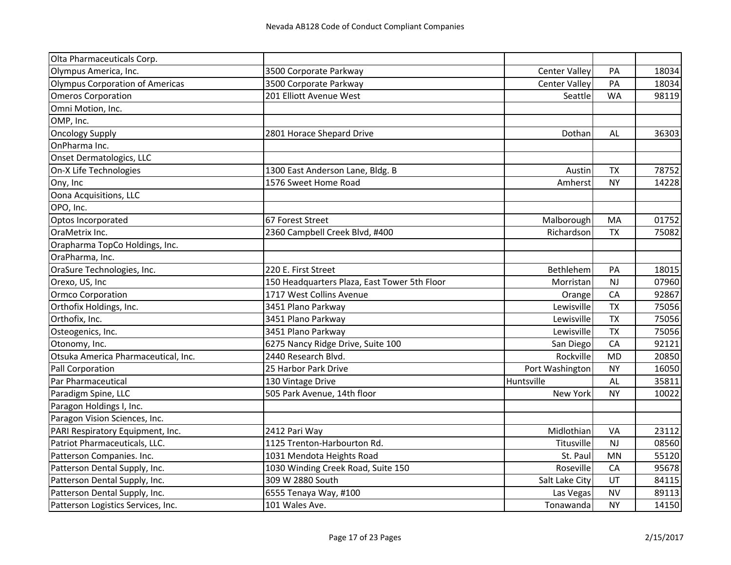Nevada AB128 Code of Conduct Compliant Companies

| | | | | |
|---|---|---|---|---|
| Olta Pharmaceuticals Corp. | | | | |
| Olympus America, Inc. | 3500 Corporate Parkway | Center Valley | PA | 18034 |
| Olympus Corporation of Americas | 3500 Corporate Parkway | Center Valley | PA | 18034 |
| Omeros Corporation | 201 Elliott Avenue West | Seattle | WA | 98119 |
| Omni Motion, Inc. | | | | |
| OMP, Inc. | | | | |
| Oncology Supply | 2801 Horace Shepard Drive | Dothan | AL | 36303 |
| OnPharma Inc. | | | | |
| Onset Dermatologics, LLC | | | | |
| On-X Life Technologies | 1300 East Anderson Lane, Bldg. B | Austin | TX | 78752 |
| Ony, Inc | 1576 Sweet Home Road | Amherst | NY | 14228 |
| Oona Acquisitions, LLC | | | | |
| OPO, Inc. | | | | |
| Optos Incorporated | 67 Forest Street | Malborough | MA | 01752 |
| OraMetrix Inc. | 2360 Campbell Creek Blvd, #400 | Richardson | TX | 75082 |
| Orapharma TopCo Holdings, Inc. | | | | |
| OraPharma, Inc. | | | | |
| OraSure Technologies, Inc. | 220 E. First Street | Bethlehem | PA | 18015 |
| Orexo, US, Inc | 150 Headquarters Plaza, East Tower 5th Floor | Morristan | NJ | 07960 |
| Ormco Corporation | 1717 West Collins Avenue | Orange | CA | 92867 |
| Orthofix Holdings, Inc. | 3451 Plano Parkway | Lewisville | TX | 75056 |
| Orthofix, Inc. | 3451 Plano Parkway | Lewisville | TX | 75056 |
| Osteogenics, Inc. | 3451 Plano Parkway | Lewisville | TX | 75056 |
| Otonomy, Inc. | 6275 Nancy Ridge Drive, Suite 100 | San Diego | CA | 92121 |
| Otsuka America Pharmaceutical, Inc. | 2440 Research Blvd. | Rockville | MD | 20850 |
| Pall Corporation | 25 Harbor Park Drive | Port Washington | NY | 16050 |
| Par Pharmaceutical | 130 Vintage Drive | Huntsville | AL | 35811 |
| Paradigm Spine, LLC | 505 Park Avenue, 14th floor | New York | NY | 10022 |
| Paragon Holdings I, Inc. | | | | |
| Paragon Vision Sciences, Inc. | | | | |
| PARI Respiratory Equipment, Inc. | 2412 Pari Way | Midlothian | VA | 23112 |
| Patriot Pharmaceuticals, LLC. | 1125 Trenton-Harbourton Rd. | Titusville | NJ | 08560 |
| Patterson Companies. Inc. | 1031 Mendota Heights Road | St. Paul | MN | 55120 |
| Patterson Dental Supply, Inc. | 1030 Winding Creek Road, Suite 150 | Roseville | CA | 95678 |
| Patterson Dental Supply, Inc. | 309 W 2880 South | Salt Lake City | UT | 84115 |
| Patterson Dental Supply, Inc. | 6555 Tenaya Way, #100 | Las Vegas | NV | 89113 |
| Patterson Logistics Services, Inc. | 101 Wales Ave. | Tonawanda | NY | 14150 |

2/15/2017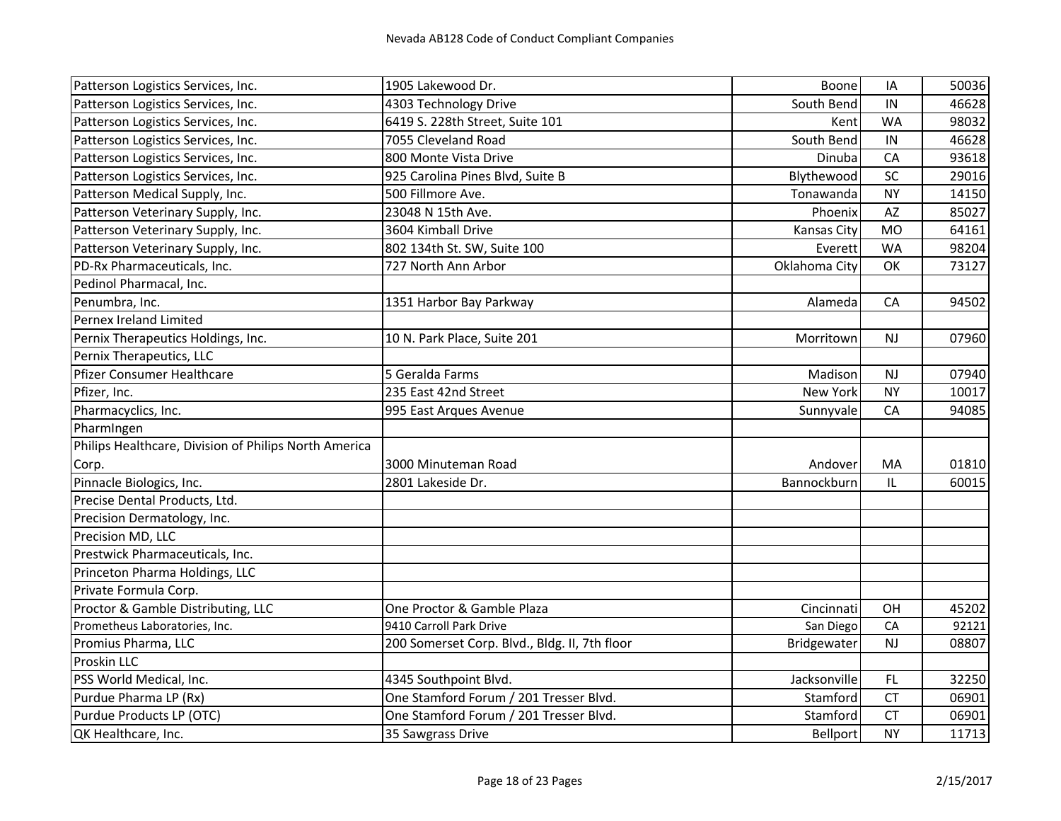# Nevada AB128 Code of Conduct Compliant Companies

| | | | | |
|---|---|---|---|---|
| Patterson Logistics Services, Inc. | 1905 Lakewood Dr. | Boone | IA | 50036 |
| Patterson Logistics Services, Inc. | 4303 Technology Drive | South Bend | IN | 46628 |
| Patterson Logistics Services, Inc. | 6419 S. 228th Street, Suite 101 | Kent | WA | 98032 |
| Patterson Logistics Services, Inc. | 7055 Cleveland Road | South Bend | IN | 46628 |
| Patterson Logistics Services, Inc. | 800 Monte Vista Drive | Dinuba | CA | 93618 |
| Patterson Logistics Services, Inc. | 925 Carolina Pines Blvd, Suite B | Blythewood | SC | 29016 |
| Patterson Medical Supply, Inc. | 500 Fillmore Ave. | Tonawanda | NY | 14150 |
| Patterson Veterinary Supply, Inc. | 23048 N 15th Ave. | Phoenix | AZ | 85027 |
| Patterson Veterinary Supply, Inc. | 3604 Kimball Drive | Kansas City | MO | 64161 |
| Patterson Veterinary Supply, Inc. | 802 134th St. SW, Suite 100 | Everett | WA | 98204 |
| PD-Rx Pharmaceuticals, Inc. | 727 North Ann Arbor | Oklahoma City | OK | 73127 |
| Pedinol Pharmacal, Inc. | | | | |
| Penumbra, Inc. | 1351 Harbor Bay Parkway | Alameda | CA | 94502 |
| Pernex Ireland Limited | | | | |
| Pernix Therapeutics Holdings, Inc. | 10 N. Park Place, Suite 201 | Morritown | NJ | 07960 |
| Pernix Therapeutics, LLC | | | | |
| Pfizer Consumer Healthcare | 5 Geralda Farms | Madison | NJ | 07940 |
| Pfizer, Inc. | 235 East 42nd Street | New York | NY | 10017 |
| Pharmacyclics, Inc. | 995 East Arques Avenue | Sunnyvale | CA | 94085 |
| PharmIngen | | | | |
| Philips Healthcare, Division of Philips North America Corp. | 3000 Minuteman Road | Andover | MA | 01810 |
| Pinnacle Biologics, Inc. | 2801 Lakeside Dr. | Bannockburn | IL | 60015 |
| Precise Dental Products, Ltd. | | | | |
| Precision Dermatology, Inc. | | | | |
| Precision MD, LLC | | | | |
| Prestwick Pharmaceuticals, Inc. | | | | |
| Princeton Pharma Holdings, LLC | | | | |
| Private Formula Corp. | | | | |
| Proctor & Gamble Distributing, LLC | One Proctor & Gamble Plaza | Cincinnati | OH | 45202 |
| Prometheus Laboratories, Inc. | 9410 Carroll Park Drive | San Diego | CA | 92121 |
| Promius Pharma, LLC | 200 Somerset Corp. Blvd., Bldg. II, 7th floor | Bridgewater | NJ | 08807 |
| Proskin LLC | | | | |
| PSS World Medical, Inc. | 4345 Southpoint Blvd. | Jacksonville | FL | 32250 |
| Purdue Pharma LP (Rx) | One Stamford Forum / 201 Tresser Blvd. | Stamford | CT | 06901 |
| Purdue Products LP (OTC) | One Stamford Forum / 201 Tresser Blvd. | Stamford | CT | 06901 |
| QK Healthcare, Inc. | 35 Sawgrass Drive | Bellport | NY | 11713 |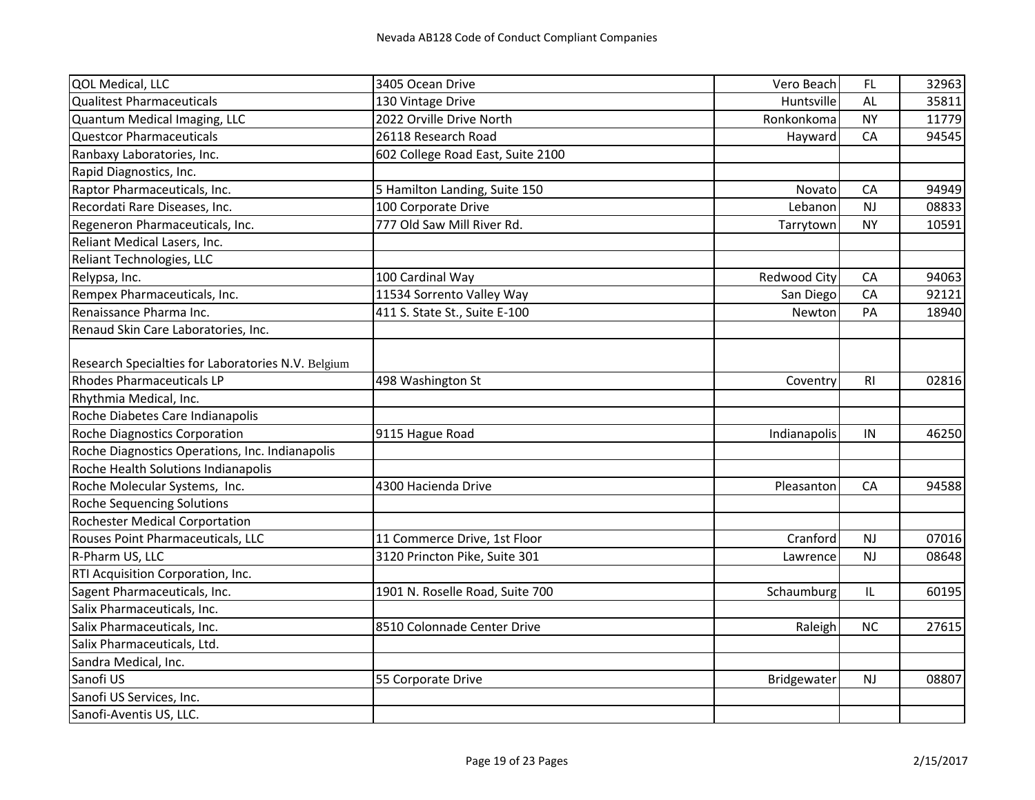# Nevada AB128 Code of Conduct Compliant Companies

| | | | | |
|---|---|---|---|---|
| QOL Medical, LLC | 3405 Ocean Drive | Vero Beach | FL | 32963 |
| Qualitest Pharmaceuticals | 130 Vintage Drive | Huntsville | AL | 35811 |
| Quantum Medical Imaging, LLC | 2022 Orville Drive North | Ronkonkoma | NY | 11779 |
| Questcor Pharmaceuticals | 26118 Research Road | Hayward | CA | 94545 |
| Ranbaxy Laboratories, Inc. | 602 College Road East, Suite 2100 | | | |
| Rapid Diagnostics, Inc. | | | | |
| Raptor Pharmaceuticals, Inc. | 5 Hamilton Landing, Suite 150 | Novato | CA | 94949 |
| Recordati Rare Diseases, Inc. | 100 Corporate Drive | Lebanon | NJ | 08833 |
| Regeneron Pharmaceuticals, Inc. | 777 Old Saw Mill River Rd. | Tarrytown | NY | 10591 |
| Reliant Medical Lasers, Inc. | | | | |
| Reliant Technologies, LLC | | | | |
| Relypsa, Inc. | 100 Cardinal Way | Redwood City | CA | 94063 |
| Rempex Pharmaceuticals, Inc. | 11534 Sorrento Valley Way | San Diego | CA | 92121 |
| Renaissance Pharma Inc. | 411 S. State St., Suite E-100 | Newton | PA | 18940 |
| Renaud Skin Care Laboratories, Inc. | | | | |
| Research Specialties for Laboratories N.V. Belgium | | | | |
| Rhodes Pharmaceuticals LP | 498 Washington St | Coventry | RI | 02816 |
| Rhythmia Medical, Inc. | | | | |
| Roche Diabetes Care Indianapolis | | | | |
| Roche Diagnostics Corporation | 9115 Hague Road | Indianapolis | IN | 46250 |
| Roche Diagnostics Operations, Inc. Indianapolis | | | | |
| Roche Health Solutions Indianapolis | | | | |
| Roche Molecular Systems, Inc. | 4300 Hacienda Drive | Pleasanton | CA | 94588 |
| Roche Sequencing Solutions | | | | |
| Rochester Medical Corportation | | | | |
| Rouses Point Pharmaceuticals, LLC | 11 Commerce Drive, 1st Floor | Cranford | NJ | 07016 |
| R-Pharm US, LLC | 3120 Princton Pike, Suite 301 | Lawrence | NJ | 08648 |
| RTI Acquisition Corporation, Inc. | | | | |
| Sagent Pharmaceuticals, Inc. | 1901 N. Roselle Road, Suite 700 | Schaumburg | IL | 60195 |
| Salix Pharmaceuticals, Inc. | | | | |
| Salix Pharmaceuticals, Inc. | 8510 Colonnade Center Drive | Raleigh | NC | 27615 |
| Salix Pharmaceuticals, Ltd. | | | | |
| Sandra Medical, Inc. | | | | |
| Sanofi US | 55 Corporate Drive | Bridgewater | NJ | 08807 |
| Sanofi US Services, Inc. | | | | |
| Sanofi-Aventis US, LLC. | | | | |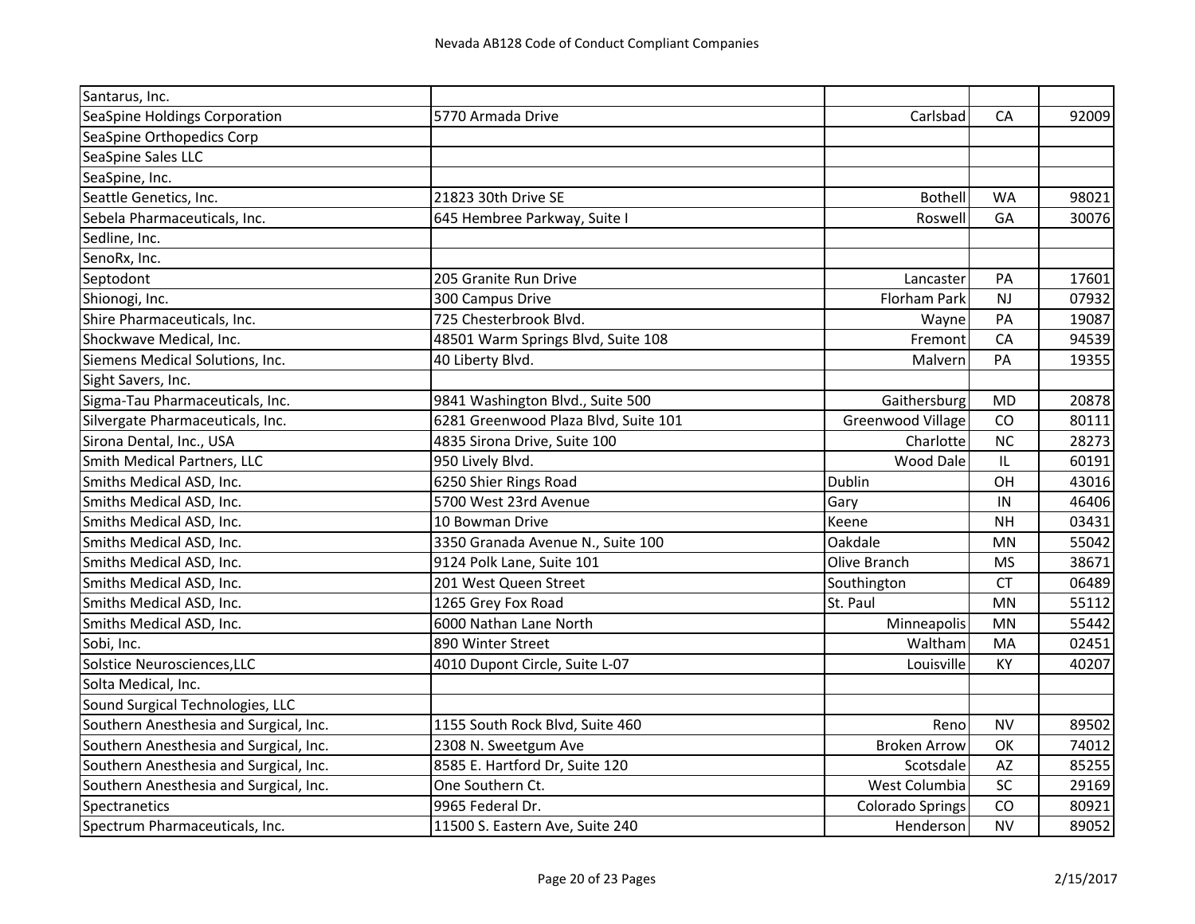| Santarus, Inc. | | | | |
|---|---|---|---|---|
| SeaSpine Holdings Corporation | 5770 Armada Drive | Carlsbad | CA | 92009 |
| SeaSpine Orthopedics Corp | | | | |
| SeaSpine Sales LLC | | | | |
| SeaSpine, Inc. | | | | |
| Seattle Genetics, Inc. | 21823 30th Drive SE | Bothell | WA | 98021 |
| Sebela Pharmaceuticals, Inc. | 645 Hembree Parkway, Suite I | Roswell | GA | 30076 |
| Sedline, Inc. | | | | |
| SenoRx, Inc. | | | | |
| Septodont | 205 Granite Run Drive | Lancaster | PA | 17601 |
| Shionogi, Inc. | 300 Campus Drive | Florham Park | NJ | 07932 |
| Shire Pharmaceuticals, Inc. | 725 Chesterbrook Blvd. | Wayne | PA | 19087 |
| Shockwave Medical, Inc. | 48501 Warm Springs Blvd, Suite 108 | Fremont | CA | 94539 |
| Siemens Medical Solutions, Inc. | 40 Liberty Blvd. | Malvern | PA | 19355 |
| Sight Savers, Inc. | | | | |
| Sigma-Tau Pharmaceuticals, Inc. | 9841 Washington Blvd., Suite 500 | Gaithersburg | MD | 20878 |
| Silvergate Pharmaceuticals, Inc. | 6281 Greenwood Plaza Blvd, Suite 101 | Greenwood Village | CO | 80111 |
| Sirona Dental, Inc., USA | 4835 Sirona Drive, Suite 100 | Charlotte | NC | 28273 |
| Smith Medical Partners, LLC | 950 Lively Blvd. | Wood Dale | IL | 60191 |
| Smiths Medical ASD, Inc. | 6250 Shier Rings Road | Dublin | OH | 43016 |
| Smiths Medical ASD, Inc. | 5700 West 23rd Avenue | Gary | IN | 46406 |
| Smiths Medical ASD, Inc. | 10 Bowman Drive | Keene | NH | 03431 |
| Smiths Medical ASD, Inc. | 3350 Granada Avenue N., Suite 100 | Oakdale | MN | 55042 |
| Smiths Medical ASD, Inc. | 9124 Polk Lane, Suite 101 | Olive Branch | MS | 38671 |
| Smiths Medical ASD, Inc. | 201 West Queen Street | Southington | CT | 06489 |
| Smiths Medical ASD, Inc. | 1265 Grey Fox Road | St. Paul | MN | 55112 |
| Smiths Medical ASD, Inc. | 6000 Nathan Lane North | Minneapolis | MN | 55442 |
| Sobi, Inc. | 890 Winter Street | Waltham | MA | 02451 |
| Solstice Neurosciences,LLC | 4010 Dupont Circle, Suite L-07 | Louisville | KY | 40207 |
| Solta Medical, Inc. | | | | |
| Sound Surgical Technologies, LLC | | | | |
| Southern Anesthesia and Surgical, Inc. | 1155 South Rock Blvd, Suite 460 | Reno | NV | 89502 |
| Southern Anesthesia and Surgical, Inc. | 2308 N. Sweetgum Ave | Broken Arrow | OK | 74012 |
| Southern Anesthesia and Surgical, Inc. | 8585 E. Hartford Dr, Suite 120 | Scotsdale | AZ | 85255 |
| Southern Anesthesia and Surgical, Inc. | One Southern Ct. | West Columbia | SC | 29169 |
| Spectranetics | 9965 Federal Dr. | Colorado Springs | CO | 80921 |
| Spectrum Pharmaceuticals, Inc. | 11500 S. Eastern Ave, Suite 240 | Henderson | NV | 89052 |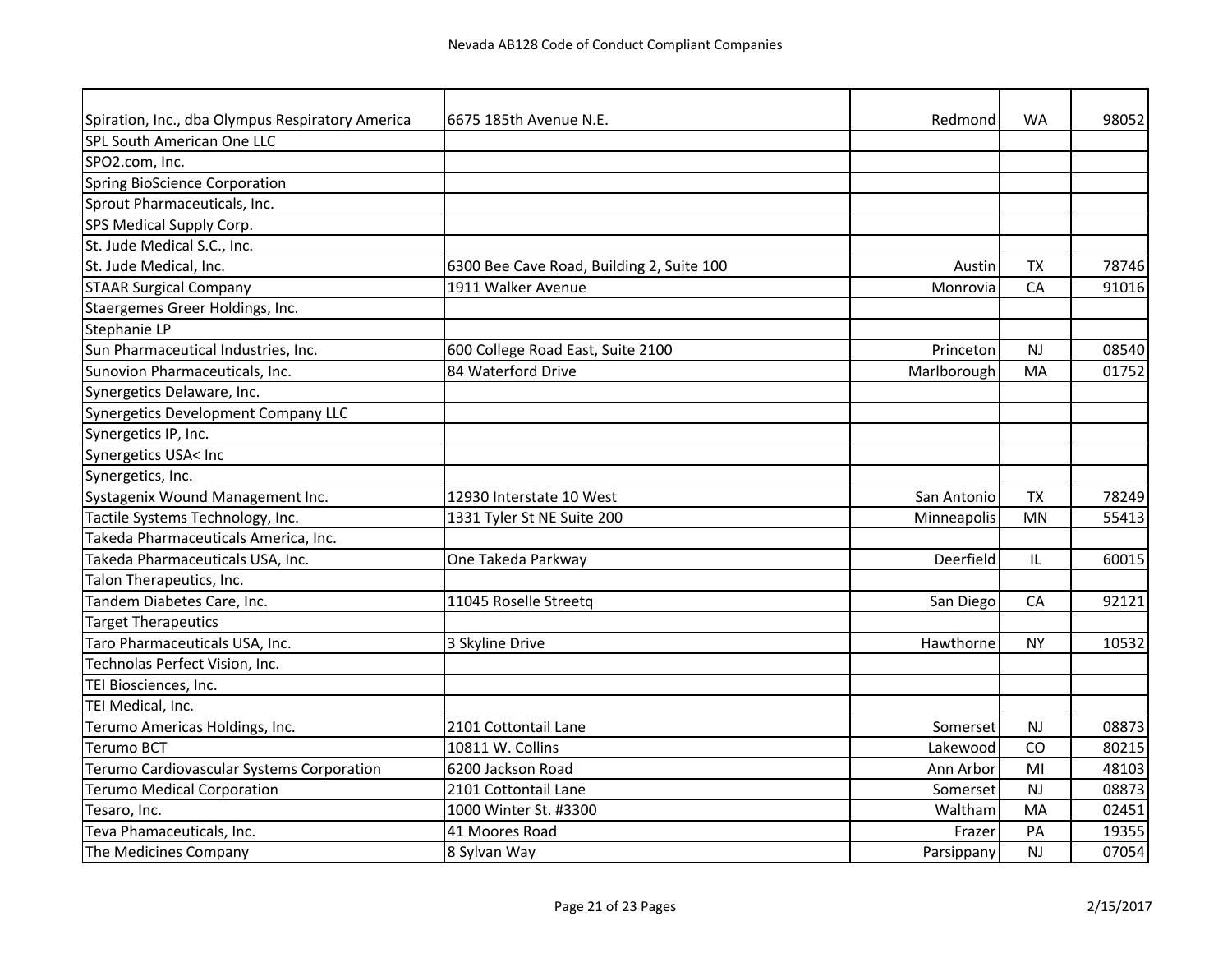# Nevada AB128 Code of Conduct Compliant Companies

| | | | | |
|---|---|---|---|---|
| Spiration, Inc., dba Olympus Respiratory America | 6675 185th Avenue N.E. | Redmond | WA | 98052 |
| SPL South American One LLC | | | | |
| SPO2.com, Inc. | | | | |
| Spring BioScience Corporation | | | | |
| Sprout Pharmaceuticals, Inc. | | | | |
| SPS Medical Supply Corp. | | | | |
| St. Jude Medical S.C., Inc. | | | | |
| St. Jude Medical, Inc. | 6300 Bee Cave Road, Building 2, Suite 100 | Austin | TX | 78746 |
| STAAR Surgical Company | 1911 Walker Avenue | Monrovia | CA | 91016 |
| Staergemes Greer Holdings, Inc. | | | | |
| Stephanie LP | | | | |
| Sun Pharmaceutical Industries, Inc. | 600 College Road East, Suite 2100 | Princeton | NJ | 08540 |
| Sunovion Pharmaceuticals, Inc. | 84 Waterford Drive | Marlborough | MA | 01752 |
| Synergetics Delaware, Inc. | | | | |
| Synergetics Development Company LLC | | | | |
| Synergetics IP, Inc. | | | | |
| Synergetics USA< Inc | | | | |
| Synergetics, Inc. | | | | |
| Systagenix Wound Management Inc. | 12930 Interstate 10 West | San Antonio | TX | 78249 |
| Tactile Systems Technology, Inc. | 1331 Tyler St NE Suite 200 | Minneapolis | MN | 55413 |
| Takeda Pharmaceuticals America, Inc. | | | | |
| Takeda Pharmaceuticals USA, Inc. | One Takeda Parkway | Deerfield | IL | 60015 |
| Talon Therapeutics, Inc. | | | | |
| Tandem Diabetes Care, Inc. | 11045 Roselle Streetq | San Diego | CA | 92121 |
| Target Therapeutics | | | | |
| Taro Pharmaceuticals USA, Inc. | 3 Skyline Drive | Hawthorne | NY | 10532 |
| Technolas Perfect Vision, Inc. | | | | |
| TEI Biosciences, Inc. | | | | |
| TEI Medical, Inc. | | | | |
| Terumo Americas Holdings, Inc. | 2101 Cottontail Lane | Somerset | NJ | 08873 |
| Terumo BCT | 10811 W. Collins | Lakewood | CO | 80215 |
| Terumo Cardiovascular Systems Corporation | 6200 Jackson Road | Ann Arbor | MI | 48103 |
| Terumo Medical Corporation | 2101 Cottontail Lane | Somerset | NJ | 08873 |
| Tesaro, Inc. | 1000 Winter St. #3300 | Waltham | MA | 02451 |
| Teva Phamaceuticals, Inc. | 41 Moores Road | Frazer | PA | 19355 |
| The Medicines Company | 8 Sylvan Way | Parsippany | NJ | 07054 |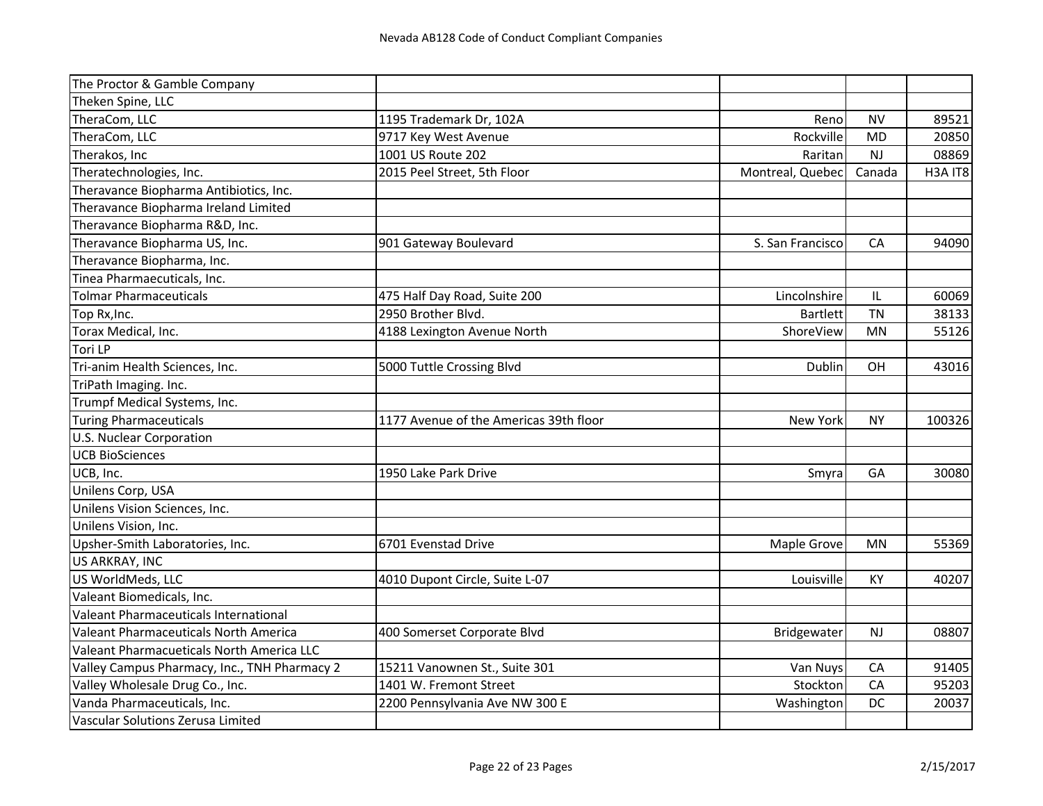Nevada AB128 Code of Conduct Compliant Companies

| | | | | |
|---|---|---|---|---|
| The Proctor & Gamble Company | | | | |
| Theken Spine, LLC | | | | |
| TheraCom, LLC | 1195 Trademark Dr, 102A | Reno | NV | 89521 |
| TheraCom, LLC | 9717 Key West Avenue | Rockville | MD | 20850 |
| Therakos, Inc | 1001 US Route 202 | Raritan | NJ | 08869 |
| Theratechnologies, Inc. | 2015 Peel Street, 5th Floor | Montreal, Quebec | Canada | H3A IT8 |
| Theravance Biopharma Antibiotics, Inc. | | | | |
| Theravance Biopharma Ireland Limited | | | | |
| Theravance Biopharma R&D, Inc. | | | | |
| Theravance Biopharma US, Inc. | 901 Gateway Boulevard | S. San Francisco | CA | 94090 |
| Theravance Biopharma, Inc. | | | | |
| Tinea Pharmaecuticals, Inc. | | | | |
| Tolmar Pharmaceuticals | 475 Half Day Road, Suite 200 | Lincolnshire | IL | 60069 |
| Top Rx,Inc. | 2950 Brother Blvd. | Bartlett | TN | 38133 |
| Torax Medical, Inc. | 4188 Lexington Avenue North | ShoreView | MN | 55126 |
| Tori LP | | | | |
| Tri-anim Health Sciences, Inc. | 5000 Tuttle Crossing Blvd | Dublin | OH | 43016 |
| TriPath Imaging. Inc. | | | | |
| Trumpf Medical Systems, Inc. | | | | |
| Turing Pharmaceuticals | 1177 Avenue of the Americas 39th floor | New York | NY | 100326 |
| U.S. Nuclear Corporation | | | | |
| UCB BioSciences | | | | |
| UCB, Inc. | 1950 Lake Park Drive | Smyra | GA | 30080 |
| Unilens Corp, USA | | | | |
| Unilens Vision Sciences, Inc. | | | | |
| Unilens Vision, Inc. | | | | |
| Upsher-Smith Laboratories, Inc. | 6701 Evenstad Drive | Maple Grove | MN | 55369 |
| US ARKRAY, INC | | | | |
| US WorldMeds, LLC | 4010 Dupont Circle, Suite L-07 | Louisville | KY | 40207 |
| Valeant Biomedicals, Inc. | | | | |
| Valeant Pharmaceuticals International | | | | |
| Valeant Pharmaceuticals North America | 400 Somerset Corporate Blvd | Bridgewater | NJ | 08807 |
| Valeant Pharmacueticals North America LLC | | | | |
| Valley Campus Pharmacy, Inc., TNH Pharmacy 2 | 15211 Vanownen St., Suite 301 | Van Nuys | CA | 91405 |
| Valley Wholesale Drug Co., Inc. | 1401 W. Fremont Street | Stockton | CA | 95203 |
| Vanda Pharmaceuticals, Inc. | 2200 Pennsylvania Ave NW 300 E | Washington | DC | 20037 |
| Vascular Solutions Zerusa Limited | | | | |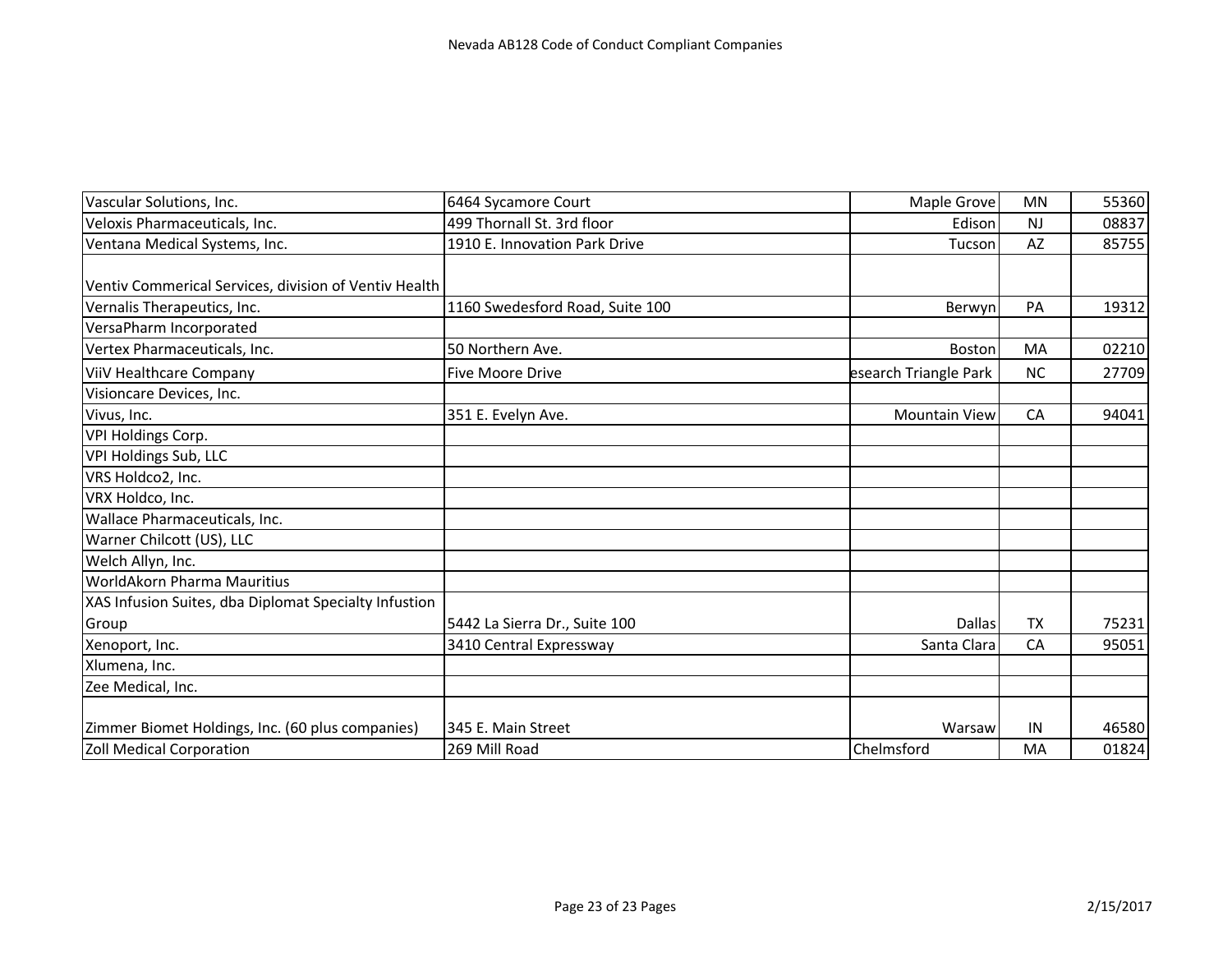| | | | | |
|---|---|---|---|---|
| Vascular Solutions, Inc. | 6464 Sycamore Court | Maple Grove | MN | 55360 |
| Veloxis Pharmaceuticals, Inc. | 499 Thornall St. 3rd floor | Edison | NJ | 08837 |
| Ventana Medical Systems, Inc. | 1910 E. Innovation Park Drive | Tucson | AZ | 85755 |
| Ventiv Commerical Services, division of Ventiv Health | | | | |
| Vernalis Therapeutics, Inc. | 1160 Swedesford Road, Suite 100 | Berwyn | PA | 19312 |
| VersaPharm Incorporated | | | | |
| Vertex Pharmaceuticals, Inc. | 50 Northern Ave. | Boston | MA | 02210 |
| ViiV Healthcare Company | Five Moore Drive | esearch Triangle Park | NC | 27709 |
| Visioncare Devices, Inc. | | | | |
| Vivus, Inc. | 351 E. Evelyn Ave. | Mountain View | CA | 94041 |
| VPI Holdings Corp. | | | | |
| VPI Holdings Sub, LLC | | | | |
| VRS Holdco2, Inc. | | | | |
| VRX Holdco, Inc. | | | | |
| Wallace Pharmaceuticals, Inc. | | | | |
| Warner Chilcott (US), LLC | | | | |
| Welch Allyn, Inc. | | | | |
| WorldAkorn Pharma Mauritius | | | | |
| XAS Infusion Suites, dba Diplomat Specialty Infustion Group | 5442 La Sierra Dr., Suite 100 | Dallas | TX | 75231 |
| Xenoport, Inc. | 3410 Central Expressway | Santa Clara | CA | 95051 |
| Xlumena, Inc. | | | | |
| Zee Medical, Inc. | | | | |
| Zimmer Biomet Holdings, Inc. (60 plus companies) | 345 E. Main Street | Warsaw | IN | 46580 |
| Zoll Medical Corporation | 269 Mill Road | Chelmsford | MA | 01824 |